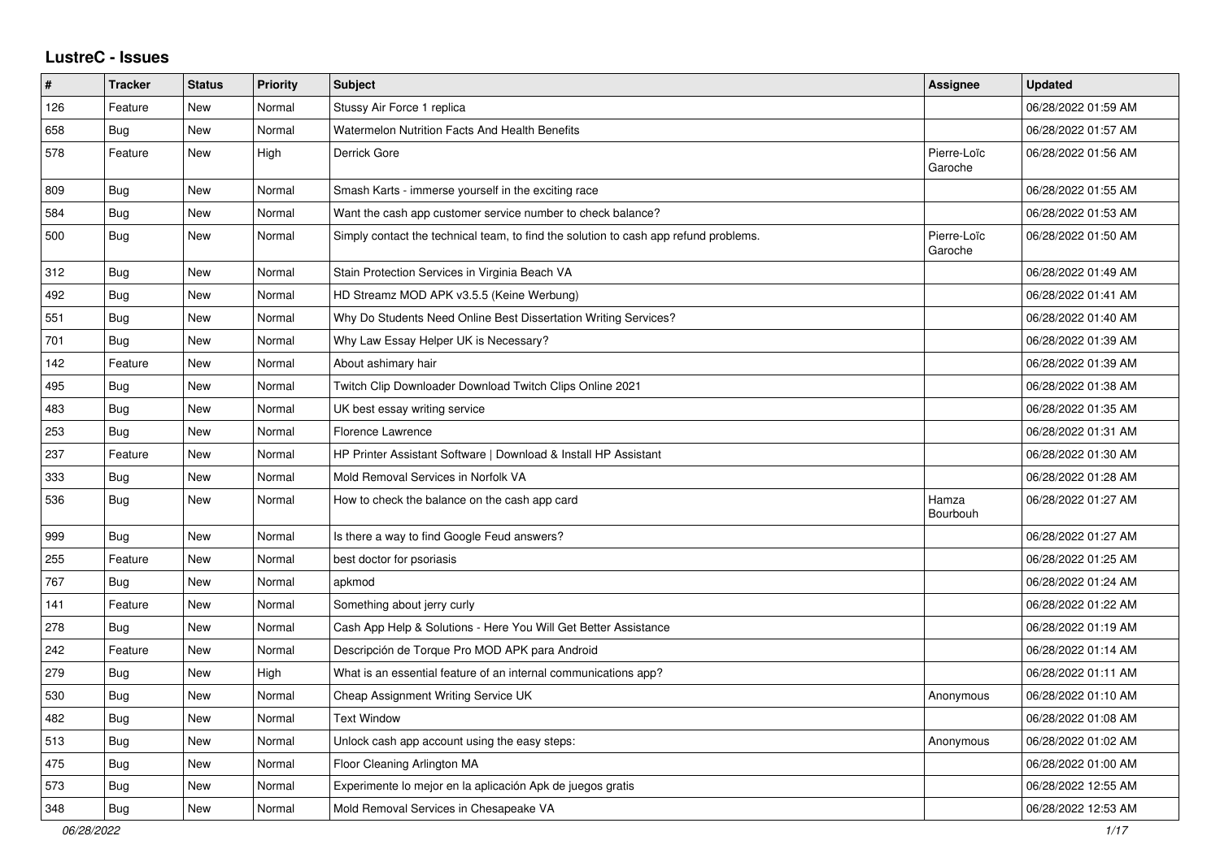## LustreC - Issues

| # | Tracker | Status | Priority | Subject | Assignee | Updated |
|---|---|---|---|---|---|---|
| 126 | Feature | New | Normal | Stussy Air Force 1 replica | | 06/28/2022 01:59 AM |
| 658 | Bug | New | Normal | Watermelon Nutrition Facts And Health Benefits | | 06/28/2022 01:57 AM |
| 578 | Feature | New | High | Derrick Gore | Pierre-Loïc Garoche | 06/28/2022 01:56 AM |
| 809 | Bug | New | Normal | Smash Karts - immerse yourself in the exciting race | | 06/28/2022 01:55 AM |
| 584 | Bug | New | Normal | Want the cash app customer service number to check balance? | | 06/28/2022 01:53 AM |
| 500 | Bug | New | Normal | Simply contact the technical team, to find the solution to cash app refund problems. | Pierre-Loïc Garoche | 06/28/2022 01:50 AM |
| 312 | Bug | New | Normal | Stain Protection Services in Virginia Beach VA | | 06/28/2022 01:49 AM |
| 492 | Bug | New | Normal | HD Streamz MOD APK v3.5.5 (Keine Werbung) | | 06/28/2022 01:41 AM |
| 551 | Bug | New | Normal | Why Do Students Need Online Best Dissertation Writing Services? | | 06/28/2022 01:40 AM |
| 701 | Bug | New | Normal | Why Law Essay Helper UK is Necessary? | | 06/28/2022 01:39 AM |
| 142 | Feature | New | Normal | About ashimary hair | | 06/28/2022 01:39 AM |
| 495 | Bug | New | Normal | Twitch Clip Downloader Download Twitch Clips Online 2021 | | 06/28/2022 01:38 AM |
| 483 | Bug | New | Normal | UK best essay writing service | | 06/28/2022 01:35 AM |
| 253 | Bug | New | Normal | Florence Lawrence | | 06/28/2022 01:31 AM |
| 237 | Feature | New | Normal | HP Printer Assistant Software \| Download & Install HP Assistant | | 06/28/2022 01:30 AM |
| 333 | Bug | New | Normal | Mold Removal Services in Norfolk VA | | 06/28/2022 01:28 AM |
| 536 | Bug | New | Normal | How to check the balance on the cash app card | Hamza Bourbouh | 06/28/2022 01:27 AM |
| 999 | Bug | New | Normal | Is there a way to find Google Feud answers? | | 06/28/2022 01:27 AM |
| 255 | Feature | New | Normal | best doctor for psoriasis | | 06/28/2022 01:25 AM |
| 767 | Bug | New | Normal | apkmod | | 06/28/2022 01:24 AM |
| 141 | Feature | New | Normal | Something about jerry curly | | 06/28/2022 01:22 AM |
| 278 | Bug | New | Normal | Cash App Help & Solutions - Here You Will Get Better Assistance | | 06/28/2022 01:19 AM |
| 242 | Feature | New | Normal | Descripción de Torque Pro MOD APK para Android | | 06/28/2022 01:14 AM |
| 279 | Bug | New | High | What is an essential feature of an internal communications app? | | 06/28/2022 01:11 AM |
| 530 | Bug | New | Normal | Cheap Assignment Writing Service UK | Anonymous | 06/28/2022 01:10 AM |
| 482 | Bug | New | Normal | Text Window | | 06/28/2022 01:08 AM |
| 513 | Bug | New | Normal | Unlock cash app account using the easy steps: | Anonymous | 06/28/2022 01:02 AM |
| 475 | Bug | New | Normal | Floor Cleaning Arlington MA | | 06/28/2022 01:00 AM |
| 573 | Bug | New | Normal | Experimente lo mejor en la aplicación Apk de juegos gratis | | 06/28/2022 12:55 AM |
| 348 | Bug | New | Normal | Mold Removal Services in Chesapeake VA | | 06/28/2022 12:53 AM |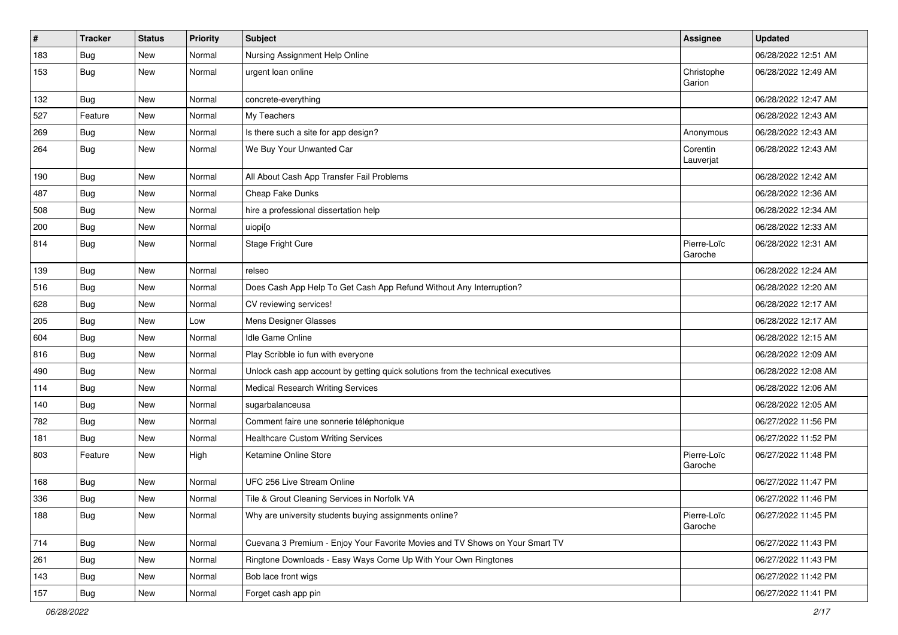| # | Tracker | Status | Priority | Subject | Assignee | Updated |
|---|---|---|---|---|---|---|
| 183 | Bug | New | Normal | Nursing Assignment Help Online | | 06/28/2022 12:51 AM |
| 153 | Bug | New | Normal | urgent loan online | Christophe Garion | 06/28/2022 12:49 AM |
| 132 | Bug | New | Normal | concrete-everything | | 06/28/2022 12:47 AM |
| 527 | Feature | New | Normal | My Teachers | | 06/28/2022 12:43 AM |
| 269 | Bug | New | Normal | Is there such a site for app design? | Anonymous | 06/28/2022 12:43 AM |
| 264 | Bug | New | Normal | We Buy Your Unwanted Car | Corentin Lauverjat | 06/28/2022 12:43 AM |
| 190 | Bug | New | Normal | All About Cash App Transfer Fail Problems | | 06/28/2022 12:42 AM |
| 487 | Bug | New | Normal | Cheap Fake Dunks | | 06/28/2022 12:36 AM |
| 508 | Bug | New | Normal | hire a professional dissertation help | | 06/28/2022 12:34 AM |
| 200 | Bug | New | Normal | uiopi[o | | 06/28/2022 12:33 AM |
| 814 | Bug | New | Normal | Stage Fright Cure | Pierre-Loïc Garoche | 06/28/2022 12:31 AM |
| 139 | Bug | New | Normal | relseo | | 06/28/2022 12:24 AM |
| 516 | Bug | New | Normal | Does Cash App Help To Get Cash App Refund Without Any Interruption? | | 06/28/2022 12:20 AM |
| 628 | Bug | New | Normal | CV reviewing services! | | 06/28/2022 12:17 AM |
| 205 | Bug | New | Low | Mens Designer Glasses | | 06/28/2022 12:17 AM |
| 604 | Bug | New | Normal | Idle Game Online | | 06/28/2022 12:15 AM |
| 816 | Bug | New | Normal | Play Scribble io fun with everyone | | 06/28/2022 12:09 AM |
| 490 | Bug | New | Normal | Unlock cash app account by getting quick solutions from the technical executives | | 06/28/2022 12:08 AM |
| 114 | Bug | New | Normal | Medical Research Writing Services | | 06/28/2022 12:06 AM |
| 140 | Bug | New | Normal | sugarbalanceusa | | 06/28/2022 12:05 AM |
| 782 | Bug | New | Normal | Comment faire une sonnerie téléphonique | | 06/27/2022 11:56 PM |
| 181 | Bug | New | Normal | Healthcare Custom Writing Services | | 06/27/2022 11:52 PM |
| 803 | Feature | New | High | Ketamine Online Store | Pierre-Loïc Garoche | 06/27/2022 11:48 PM |
| 168 | Bug | New | Normal | UFC 256 Live Stream Online | | 06/27/2022 11:47 PM |
| 336 | Bug | New | Normal | Tile & Grout Cleaning Services in Norfolk VA | | 06/27/2022 11:46 PM |
| 188 | Bug | New | Normal | Why are university students buying assignments online? | Pierre-Loïc Garoche | 06/27/2022 11:45 PM |
| 714 | Bug | New | Normal | Cuevana 3 Premium - Enjoy Your Favorite Movies and TV Shows on Your Smart TV | | 06/27/2022 11:43 PM |
| 261 | Bug | New | Normal | Ringtone Downloads - Easy Ways Come Up With Your Own Ringtones | | 06/27/2022 11:43 PM |
| 143 | Bug | New | Normal | Bob lace front wigs | | 06/27/2022 11:42 PM |
| 157 | Bug | New | Normal | Forget cash app pin | | 06/27/2022 11:41 PM |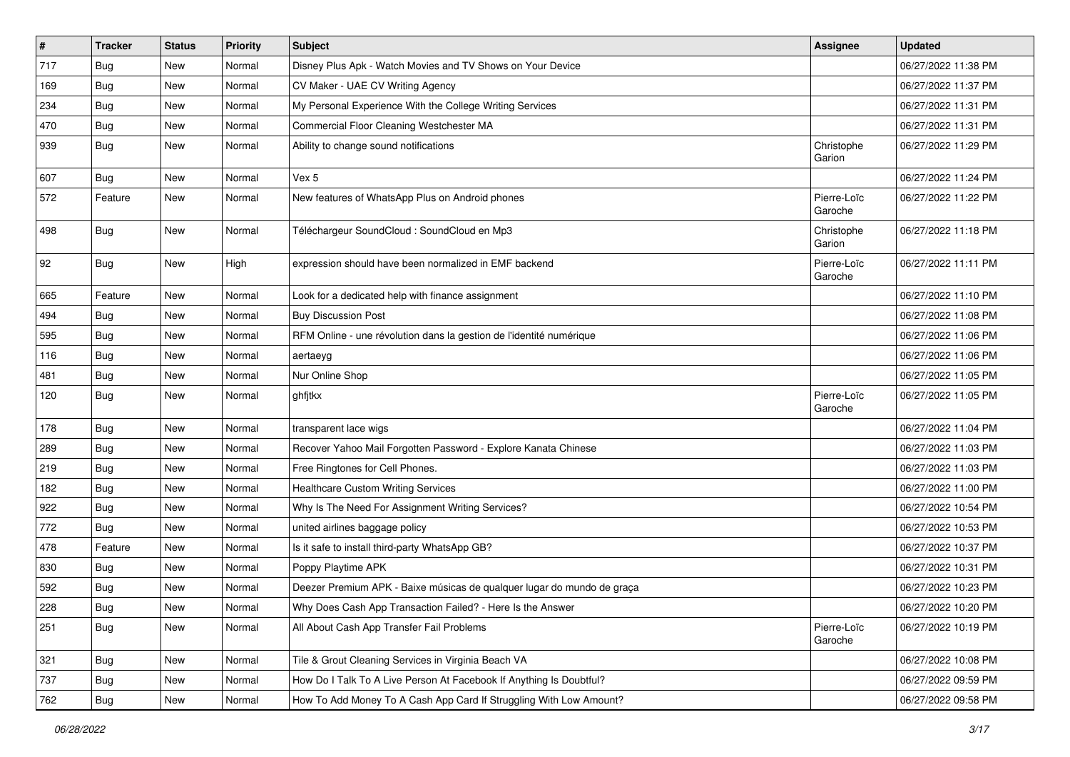| # | Tracker | Status | Priority | Subject | Assignee | Updated |
|---|---|---|---|---|---|---|
| 717 | Bug | New | Normal | Disney Plus Apk - Watch Movies and TV Shows on Your Device | | 06/27/2022 11:38 PM |
| 169 | Bug | New | Normal | CV Maker - UAE CV Writing Agency | | 06/27/2022 11:37 PM |
| 234 | Bug | New | Normal | My Personal Experience With the College Writing Services | | 06/27/2022 11:31 PM |
| 470 | Bug | New | Normal | Commercial Floor Cleaning Westchester MA | | 06/27/2022 11:31 PM |
| 939 | Bug | New | Normal | Ability to change sound notifications | Christophe Garion | 06/27/2022 11:29 PM |
| 607 | Bug | New | Normal | Vex 5 | | 06/27/2022 11:24 PM |
| 572 | Feature | New | Normal | New features of WhatsApp Plus on Android phones | Pierre-Loïc Garoche | 06/27/2022 11:22 PM |
| 498 | Bug | New | Normal | Téléchargeur SoundCloud : SoundCloud en Mp3 | Christophe Garion | 06/27/2022 11:18 PM |
| 92 | Bug | New | High | expression should have been normalized in EMF backend | Pierre-Loïc Garoche | 06/27/2022 11:11 PM |
| 665 | Feature | New | Normal | Look for a dedicated help with finance assignment | | 06/27/2022 11:10 PM |
| 494 | Bug | New | Normal | Buy Discussion Post | | 06/27/2022 11:08 PM |
| 595 | Bug | New | Normal | RFM Online - une révolution dans la gestion de l'identité numérique | | 06/27/2022 11:06 PM |
| 116 | Bug | New | Normal | aertaeyg | | 06/27/2022 11:06 PM |
| 481 | Bug | New | Normal | Nur Online Shop | | 06/27/2022 11:05 PM |
| 120 | Bug | New | Normal | ghfjtkx | Pierre-Loïc Garoche | 06/27/2022 11:05 PM |
| 178 | Bug | New | Normal | transparent lace wigs | | 06/27/2022 11:04 PM |
| 289 | Bug | New | Normal | Recover Yahoo Mail Forgotten Password - Explore Kanata Chinese | | 06/27/2022 11:03 PM |
| 219 | Bug | New | Normal | Free Ringtones for Cell Phones. | | 06/27/2022 11:03 PM |
| 182 | Bug | New | Normal | Healthcare Custom Writing Services | | 06/27/2022 11:00 PM |
| 922 | Bug | New | Normal | Why Is The Need For Assignment Writing Services? | | 06/27/2022 10:54 PM |
| 772 | Bug | New | Normal | united airlines baggage policy | | 06/27/2022 10:53 PM |
| 478 | Feature | New | Normal | Is it safe to install third-party WhatsApp GB? | | 06/27/2022 10:37 PM |
| 830 | Bug | New | Normal | Poppy Playtime APK | | 06/27/2022 10:31 PM |
| 592 | Bug | New | Normal | Deezer Premium APK - Baixe músicas de qualquer lugar do mundo de graça | | 06/27/2022 10:23 PM |
| 228 | Bug | New | Normal | Why Does Cash App Transaction Failed? - Here Is the Answer | | 06/27/2022 10:20 PM |
| 251 | Bug | New | Normal | All About Cash App Transfer Fail Problems | Pierre-Loïc Garoche | 06/27/2022 10:19 PM |
| 321 | Bug | New | Normal | Tile & Grout Cleaning Services in Virginia Beach VA | | 06/27/2022 10:08 PM |
| 737 | Bug | New | Normal | How Do I Talk To A Live Person At Facebook If Anything Is Doubtful? | | 06/27/2022 09:59 PM |
| 762 | Bug | New | Normal | How To Add Money To A Cash App Card If Struggling With Low Amount? | | 06/27/2022 09:58 PM |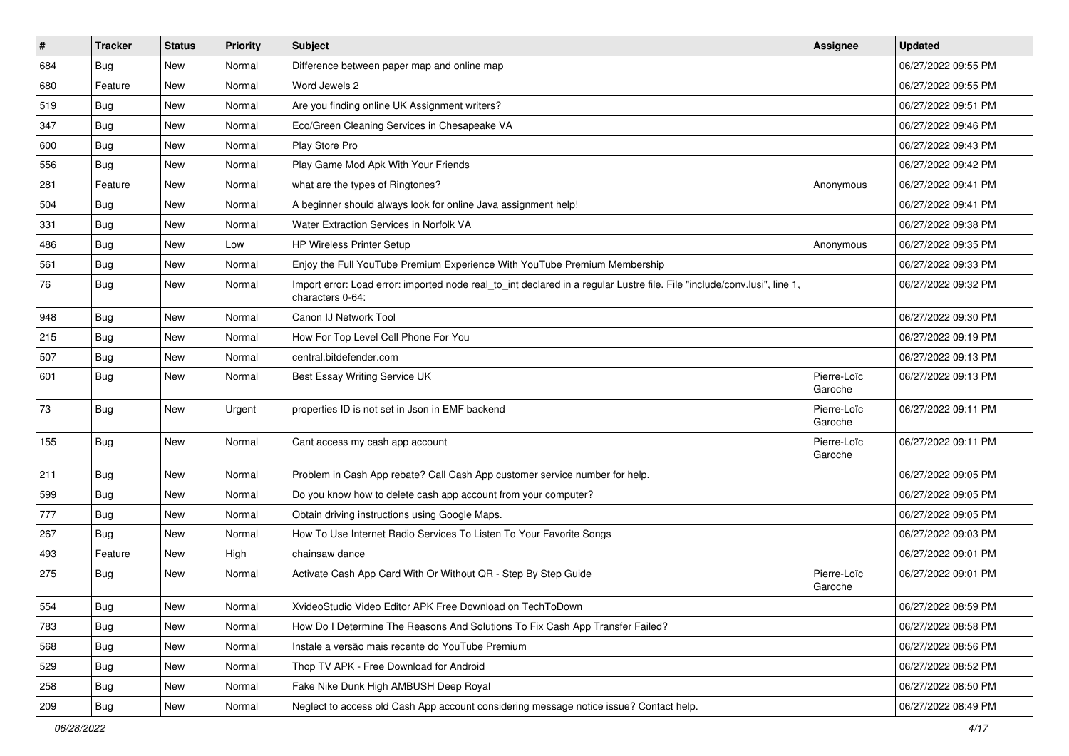| # | Tracker | Status | Priority | Subject | Assignee | Updated |
|---|---|---|---|---|---|---|
| 684 | Bug | New | Normal | Difference between paper map and online map | | 06/27/2022 09:55 PM |
| 680 | Feature | New | Normal | Word Jewels 2 | | 06/27/2022 09:55 PM |
| 519 | Bug | New | Normal | Are you finding online UK Assignment writers? | | 06/27/2022 09:51 PM |
| 347 | Bug | New | Normal | Eco/Green Cleaning Services in Chesapeake VA | | 06/27/2022 09:46 PM |
| 600 | Bug | New | Normal | Play Store Pro | | 06/27/2022 09:43 PM |
| 556 | Bug | New | Normal | Play Game Mod Apk With Your Friends | | 06/27/2022 09:42 PM |
| 281 | Feature | New | Normal | what are the types of Ringtones? | Anonymous | 06/27/2022 09:41 PM |
| 504 | Bug | New | Normal | A beginner should always look for online Java assignment help! | | 06/27/2022 09:41 PM |
| 331 | Bug | New | Normal | Water Extraction Services in Norfolk VA | | 06/27/2022 09:38 PM |
| 486 | Bug | New | Low | HP Wireless Printer Setup | Anonymous | 06/27/2022 09:35 PM |
| 561 | Bug | New | Normal | Enjoy the Full YouTube Premium Experience With YouTube Premium Membership | | 06/27/2022 09:33 PM |
| 76 | Bug | New | Normal | Import error: Load error: imported node real_to_int declared in a regular Lustre file. File "include/conv.lusi", line 1, characters 0-64: | | 06/27/2022 09:32 PM |
| 948 | Bug | New | Normal | Canon IJ Network Tool | | 06/27/2022 09:30 PM |
| 215 | Bug | New | Normal | How For Top Level Cell Phone For You | | 06/27/2022 09:19 PM |
| 507 | Bug | New | Normal | central.bitdefender.com | | 06/27/2022 09:13 PM |
| 601 | Bug | New | Normal | Best Essay Writing Service UK | Pierre-Loïc Garoche | 06/27/2022 09:13 PM |
| 73 | Bug | New | Urgent | properties ID is not set in Json in EMF backend | Pierre-Loïc Garoche | 06/27/2022 09:11 PM |
| 155 | Bug | New | Normal | Cant access my cash app account | Pierre-Loïc Garoche | 06/27/2022 09:11 PM |
| 211 | Bug | New | Normal | Problem in Cash App rebate? Call Cash App customer service number for help. | | 06/27/2022 09:05 PM |
| 599 | Bug | New | Normal | Do you know how to delete cash app account from your computer? | | 06/27/2022 09:05 PM |
| 777 | Bug | New | Normal | Obtain driving instructions using Google Maps. | | 06/27/2022 09:05 PM |
| 267 | Bug | New | Normal | How To Use Internet Radio Services To Listen To Your Favorite Songs | | 06/27/2022 09:03 PM |
| 493 | Feature | New | High | chainsaw dance | | 06/27/2022 09:01 PM |
| 275 | Bug | New | Normal | Activate Cash App Card With Or Without QR - Step By Step Guide | Pierre-Loïc Garoche | 06/27/2022 09:01 PM |
| 554 | Bug | New | Normal | XvideoStudio Video Editor APK Free Download on TechToDown | | 06/27/2022 08:59 PM |
| 783 | Bug | New | Normal | How Do I Determine The Reasons And Solutions To Fix Cash App Transfer Failed? | | 06/27/2022 08:58 PM |
| 568 | Bug | New | Normal | Instale a versão mais recente do YouTube Premium | | 06/27/2022 08:56 PM |
| 529 | Bug | New | Normal | Thop TV APK - Free Download for Android | | 06/27/2022 08:52 PM |
| 258 | Bug | New | Normal | Fake Nike Dunk High AMBUSH Deep Royal | | 06/27/2022 08:50 PM |
| 209 | Bug | New | Normal | Neglect to access old Cash App account considering message notice issue? Contact help. | | 06/27/2022 08:49 PM |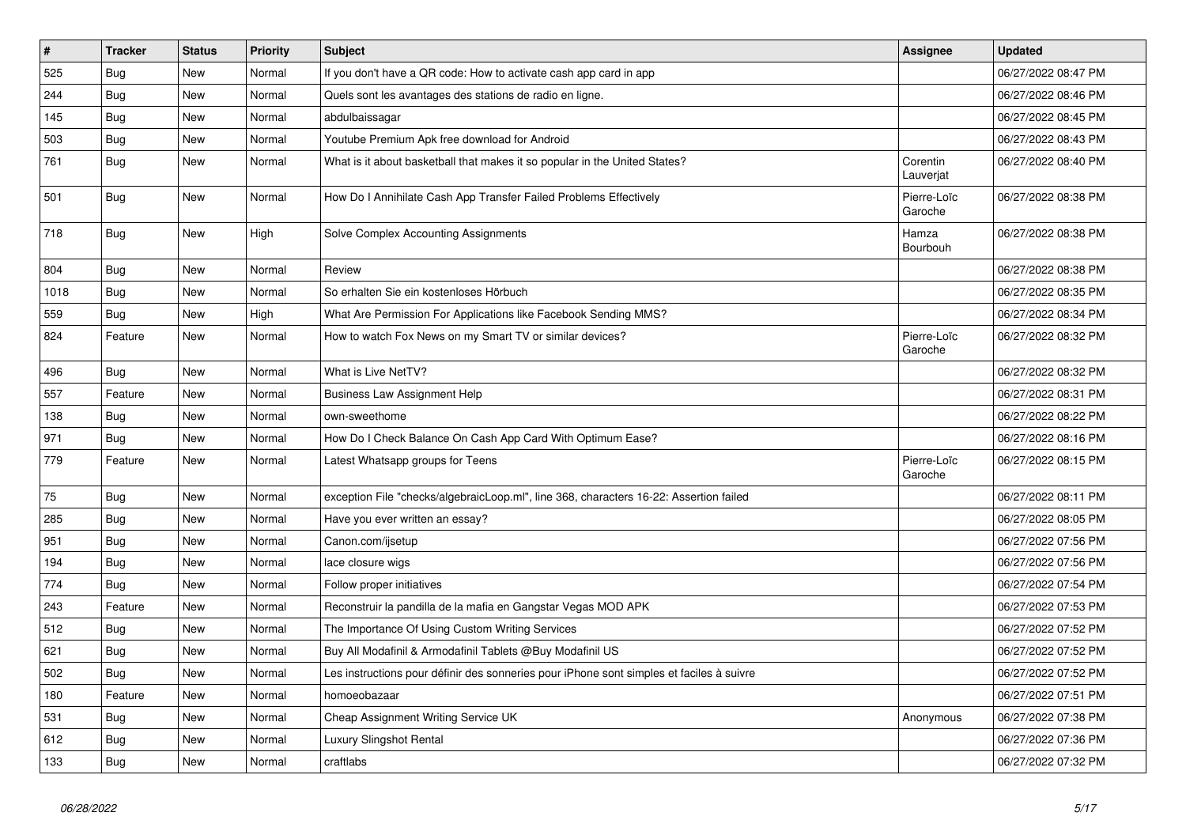| # | Tracker | Status | Priority | Subject | Assignee | Updated |
|---|---|---|---|---|---|---|
| 525 | Bug | New | Normal | If you don't have a QR code: How to activate cash app card in app | | 06/27/2022 08:47 PM |
| 244 | Bug | New | Normal | Quels sont les avantages des stations de radio en ligne. | | 06/27/2022 08:46 PM |
| 145 | Bug | New | Normal | abdulbaissagar | | 06/27/2022 08:45 PM |
| 503 | Bug | New | Normal | Youtube Premium Apk free download for Android | | 06/27/2022 08:43 PM |
| 761 | Bug | New | Normal | What is it about basketball that makes it so popular in the United States? | Corentin Lauverjat | 06/27/2022 08:40 PM |
| 501 | Bug | New | Normal | How Do I Annihilate Cash App Transfer Failed Problems Effectively | Pierre-Loïc Garoche | 06/27/2022 08:38 PM |
| 718 | Bug | New | High | Solve Complex Accounting Assignments | Hamza Bourbouh | 06/27/2022 08:38 PM |
| 804 | Bug | New | Normal | Review | | 06/27/2022 08:38 PM |
| 1018 | Bug | New | Normal | So erhalten Sie ein kostenloses Hörbuch | | 06/27/2022 08:35 PM |
| 559 | Bug | New | High | What Are Permission For Applications like Facebook Sending MMS? | | 06/27/2022 08:34 PM |
| 824 | Feature | New | Normal | How to watch Fox News on my Smart TV or similar devices? | Pierre-Loïc Garoche | 06/27/2022 08:32 PM |
| 496 | Bug | New | Normal | What is Live NetTV? | | 06/27/2022 08:32 PM |
| 557 | Feature | New | Normal | Business Law Assignment Help | | 06/27/2022 08:31 PM |
| 138 | Bug | New | Normal | own-sweethome | | 06/27/2022 08:22 PM |
| 971 | Bug | New | Normal | How Do I Check Balance On Cash App Card With Optimum Ease? | | 06/27/2022 08:16 PM |
| 779 | Feature | New | Normal | Latest Whatsapp groups for Teens | Pierre-Loïc Garoche | 06/27/2022 08:15 PM |
| 75 | Bug | New | Normal | exception File "checks/algebraicLoop.ml", line 368, characters 16-22: Assertion failed | | 06/27/2022 08:11 PM |
| 285 | Bug | New | Normal | Have you ever written an essay? | | 06/27/2022 08:05 PM |
| 951 | Bug | New | Normal | Canon.com/ijsetup | | 06/27/2022 07:56 PM |
| 194 | Bug | New | Normal | lace closure wigs | | 06/27/2022 07:56 PM |
| 774 | Bug | New | Normal | Follow proper initiatives | | 06/27/2022 07:54 PM |
| 243 | Feature | New | Normal | Reconstruir la pandilla de la mafia en Gangstar Vegas MOD APK | | 06/27/2022 07:53 PM |
| 512 | Bug | New | Normal | The Importance Of Using Custom Writing Services | | 06/27/2022 07:52 PM |
| 621 | Bug | New | Normal | Buy All Modafinil & Armodafinil Tablets @Buy Modafinil US | | 06/27/2022 07:52 PM |
| 502 | Bug | New | Normal | Les instructions pour définir des sonneries pour iPhone sont simples et faciles à suivre | | 06/27/2022 07:52 PM |
| 180 | Feature | New | Normal | homoeobazaar | | 06/27/2022 07:51 PM |
| 531 | Bug | New | Normal | Cheap Assignment Writing Service UK | Anonymous | 06/27/2022 07:38 PM |
| 612 | Bug | New | Normal | Luxury Slingshot Rental | | 06/27/2022 07:36 PM |
| 133 | Bug | New | Normal | craftlabs | | 06/27/2022 07:32 PM |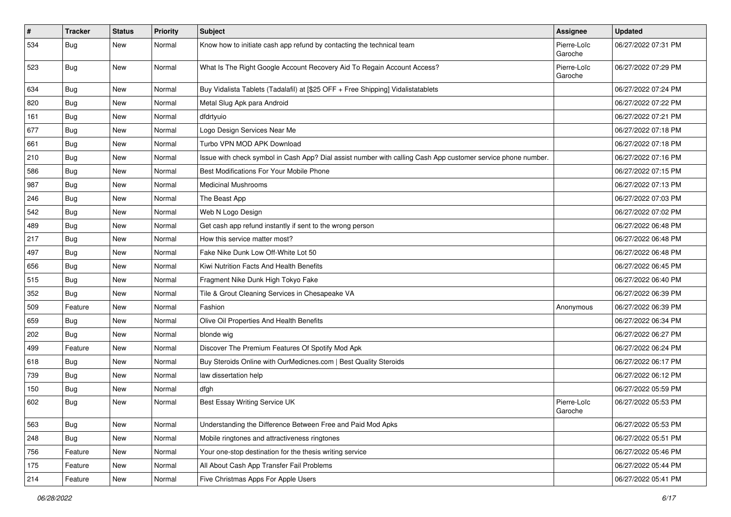| # | Tracker | Status | Priority | Subject | Assignee | Updated |
|---|---|---|---|---|---|---|
| 534 | Bug | New | Normal | Know how to initiate cash app refund by contacting the technical team | Pierre-Loïc Garoche | 06/27/2022 07:31 PM |
| 523 | Bug | New | Normal | What Is The Right Google Account Recovery Aid To Regain Account Access? | Pierre-Loïc Garoche | 06/27/2022 07:29 PM |
| 634 | Bug | New | Normal | Buy Vidalista Tablets (Tadalafil) at [$25 OFF + Free Shipping] Vidalistatablets | | 06/27/2022 07:24 PM |
| 820 | Bug | New | Normal | Metal Slug Apk para Android | | 06/27/2022 07:22 PM |
| 161 | Bug | New | Normal | dfdrtyuio | | 06/27/2022 07:21 PM |
| 677 | Bug | New | Normal | Logo Design Services Near Me | | 06/27/2022 07:18 PM |
| 661 | Bug | New | Normal | Turbo VPN MOD APK Download | | 06/27/2022 07:18 PM |
| 210 | Bug | New | Normal | Issue with check symbol in Cash App? Dial assist number with calling Cash App customer service phone number. | | 06/27/2022 07:16 PM |
| 586 | Bug | New | Normal | Best Modifications For Your Mobile Phone | | 06/27/2022 07:15 PM |
| 987 | Bug | New | Normal | Medicinal Mushrooms | | 06/27/2022 07:13 PM |
| 246 | Bug | New | Normal | The Beast App | | 06/27/2022 07:03 PM |
| 542 | Bug | New | Normal | Web N Logo Design | | 06/27/2022 07:02 PM |
| 489 | Bug | New | Normal | Get cash app refund instantly if sent to the wrong person | | 06/27/2022 06:48 PM |
| 217 | Bug | New | Normal | How this service matter most? | | 06/27/2022 06:48 PM |
| 497 | Bug | New | Normal | Fake Nike Dunk Low Off-White Lot 50 | | 06/27/2022 06:48 PM |
| 656 | Bug | New | Normal | Kiwi Nutrition Facts And Health Benefits | | 06/27/2022 06:45 PM |
| 515 | Bug | New | Normal | Fragment Nike Dunk High Tokyo Fake | | 06/27/2022 06:40 PM |
| 352 | Bug | New | Normal | Tile & Grout Cleaning Services in Chesapeake VA | | 06/27/2022 06:39 PM |
| 509 | Feature | New | Normal | Fashion | Anonymous | 06/27/2022 06:39 PM |
| 659 | Bug | New | Normal | Olive Oil Properties And Health Benefits | | 06/27/2022 06:34 PM |
| 202 | Bug | New | Normal | blonde wig | | 06/27/2022 06:27 PM |
| 499 | Feature | New | Normal | Discover The Premium Features Of Spotify Mod Apk | | 06/27/2022 06:24 PM |
| 618 | Bug | New | Normal | Buy Steroids Online with OurMedicnes.com \| Best Quality Steroids | | 06/27/2022 06:17 PM |
| 739 | Bug | New | Normal | law dissertation help | | 06/27/2022 06:12 PM |
| 150 | Bug | New | Normal | dfgh | | 06/27/2022 05:59 PM |
| 602 | Bug | New | Normal | Best Essay Writing Service UK | Pierre-Loïc Garoche | 06/27/2022 05:53 PM |
| 563 | Bug | New | Normal | Understanding the Difference Between Free and Paid Mod Apks | | 06/27/2022 05:53 PM |
| 248 | Bug | New | Normal | Mobile ringtones and attractiveness ringtones | | 06/27/2022 05:51 PM |
| 756 | Feature | New | Normal | Your one-stop destination for the thesis writing service | | 06/27/2022 05:46 PM |
| 175 | Feature | New | Normal | All About Cash App Transfer Fail Problems | | 06/27/2022 05:44 PM |
| 214 | Feature | New | Normal | Five Christmas Apps For Apple Users | | 06/27/2022 05:41 PM |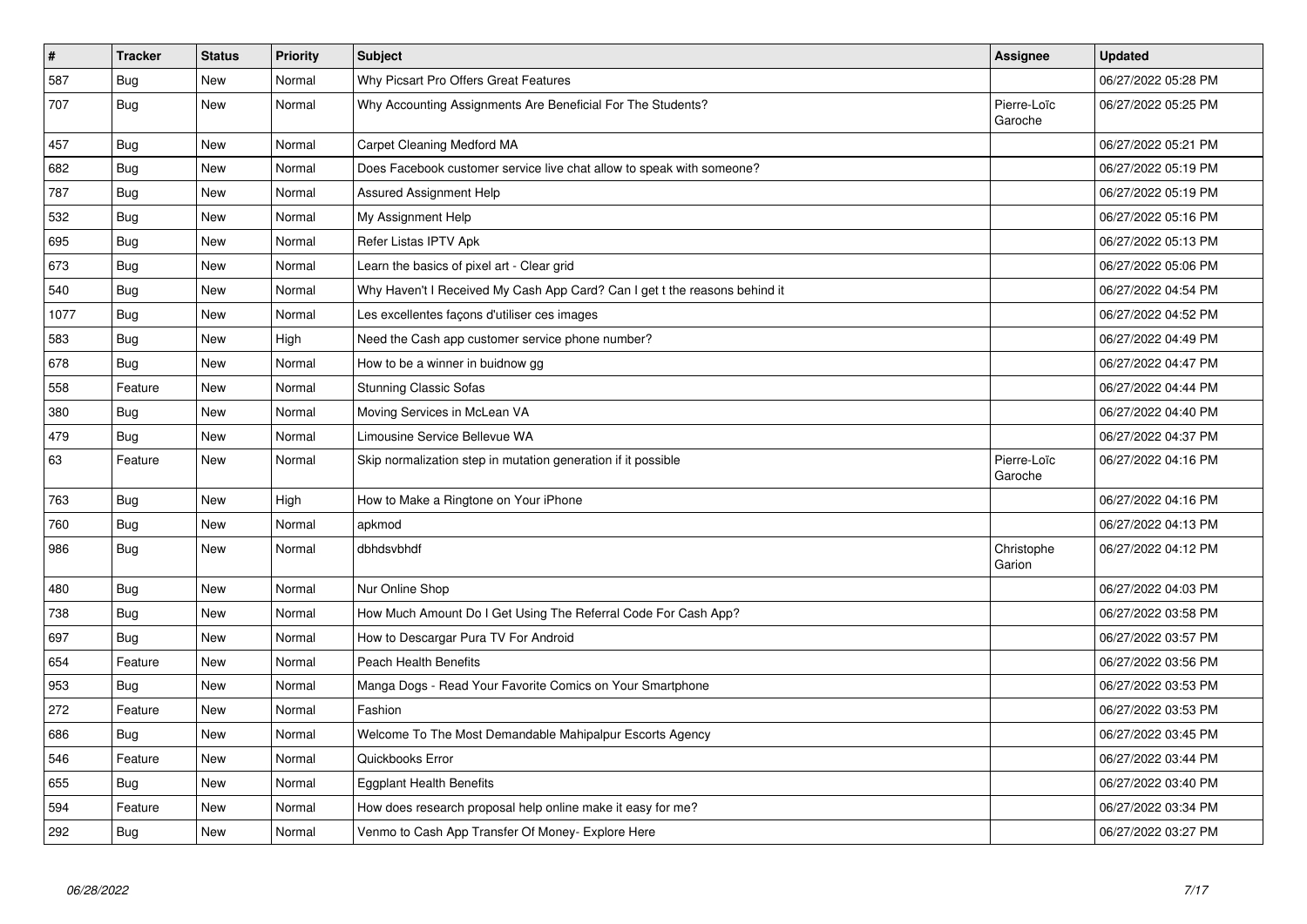| # | Tracker | Status | Priority | Subject | Assignee | Updated |
|---|---|---|---|---|---|---|
| 587 | Bug | New | Normal | Why Picsart Pro Offers Great Features | | 06/27/2022 05:28 PM |
| 707 | Bug | New | Normal | Why Accounting Assignments Are Beneficial For The Students? | Pierre-Loïc Garoche | 06/27/2022 05:25 PM |
| 457 | Bug | New | Normal | Carpet Cleaning Medford MA | | 06/27/2022 05:21 PM |
| 682 | Bug | New | Normal | Does Facebook customer service live chat allow to speak with someone? | | 06/27/2022 05:19 PM |
| 787 | Bug | New | Normal | Assured Assignment Help | | 06/27/2022 05:19 PM |
| 532 | Bug | New | Normal | My Assignment Help | | 06/27/2022 05:16 PM |
| 695 | Bug | New | Normal | Refer Listas IPTV Apk | | 06/27/2022 05:13 PM |
| 673 | Bug | New | Normal | Learn the basics of pixel art - Clear grid | | 06/27/2022 05:06 PM |
| 540 | Bug | New | Normal | Why Haven't I Received My Cash App Card? Can I get t the reasons behind it | | 06/27/2022 04:54 PM |
| 1077 | Bug | New | Normal | Les excellentes façons d'utiliser ces images | | 06/27/2022 04:52 PM |
| 583 | Bug | New | High | Need the Cash app customer service phone number? | | 06/27/2022 04:49 PM |
| 678 | Bug | New | Normal | How to be a winner in buidnow gg | | 06/27/2022 04:47 PM |
| 558 | Feature | New | Normal | Stunning Classic Sofas | | 06/27/2022 04:44 PM |
| 380 | Bug | New | Normal | Moving Services in McLean VA | | 06/27/2022 04:40 PM |
| 479 | Bug | New | Normal | Limousine Service Bellevue WA | | 06/27/2022 04:37 PM |
| 63 | Feature | New | Normal | Skip normalization step in mutation generation if it possible | Pierre-Loïc Garoche | 06/27/2022 04:16 PM |
| 763 | Bug | New | High | How to Make a Ringtone on Your iPhone | | 06/27/2022 04:16 PM |
| 760 | Bug | New | Normal | apkmod | | 06/27/2022 04:13 PM |
| 986 | Bug | New | Normal | dbhdsvbhdf | Christophe Garion | 06/27/2022 04:12 PM |
| 480 | Bug | New | Normal | Nur Online Shop | | 06/27/2022 04:03 PM |
| 738 | Bug | New | Normal | How Much Amount Do I Get Using The Referral Code For Cash App? | | 06/27/2022 03:58 PM |
| 697 | Bug | New | Normal | How to Descargar Pura TV For Android | | 06/27/2022 03:57 PM |
| 654 | Feature | New | Normal | Peach Health Benefits | | 06/27/2022 03:56 PM |
| 953 | Bug | New | Normal | Manga Dogs - Read Your Favorite Comics on Your Smartphone | | 06/27/2022 03:53 PM |
| 272 | Feature | New | Normal | Fashion | | 06/27/2022 03:53 PM |
| 686 | Bug | New | Normal | Welcome To The Most Demandable Mahipalpur Escorts Agency | | 06/27/2022 03:45 PM |
| 546 | Feature | New | Normal | Quickbooks Error | | 06/27/2022 03:44 PM |
| 655 | Bug | New | Normal | Eggplant Health Benefits | | 06/27/2022 03:40 PM |
| 594 | Feature | New | Normal | How does research proposal help online make it easy for me? | | 06/27/2022 03:34 PM |
| 292 | Bug | New | Normal | Venmo to Cash App Transfer Of Money- Explore Here | | 06/27/2022 03:27 PM |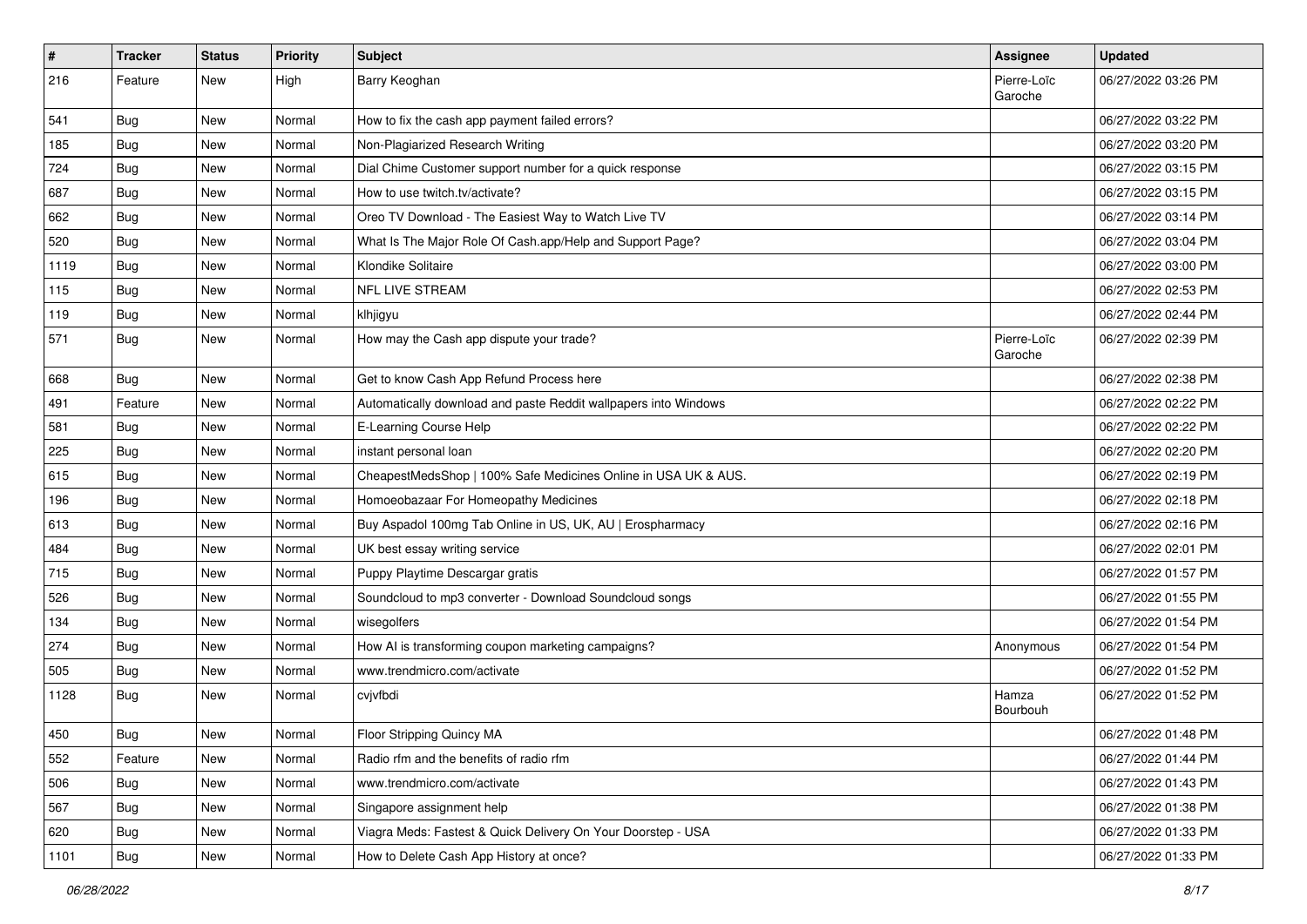| # | Tracker | Status | Priority | Subject | Assignee | Updated |
|---|---|---|---|---|---|---|
| 216 | Feature | New | High | Barry Keoghan | Pierre-Loïc Garoche | 06/27/2022 03:26 PM |
| 541 | Bug | New | Normal | How to fix the cash app payment failed errors? | | 06/27/2022 03:22 PM |
| 185 | Bug | New | Normal | Non-Plagiarized Research Writing | | 06/27/2022 03:20 PM |
| 724 | Bug | New | Normal | Dial Chime Customer support number for a quick response | | 06/27/2022 03:15 PM |
| 687 | Bug | New | Normal | How to use twitch.tv/activate? | | 06/27/2022 03:15 PM |
| 662 | Bug | New | Normal | Oreo TV Download - The Easiest Way to Watch Live TV | | 06/27/2022 03:14 PM |
| 520 | Bug | New | Normal | What Is The Major Role Of Cash.app/Help and Support Page? | | 06/27/2022 03:04 PM |
| 1119 | Bug | New | Normal | Klondike Solitaire | | 06/27/2022 03:00 PM |
| 115 | Bug | New | Normal | NFL LIVE STREAM | | 06/27/2022 02:53 PM |
| 119 | Bug | New | Normal | klhjigyu | | 06/27/2022 02:44 PM |
| 571 | Bug | New | Normal | How may the Cash app dispute your trade? | Pierre-Loïc Garoche | 06/27/2022 02:39 PM |
| 668 | Bug | New | Normal | Get to know Cash App Refund Process here | | 06/27/2022 02:38 PM |
| 491 | Feature | New | Normal | Automatically download and paste Reddit wallpapers into Windows | | 06/27/2022 02:22 PM |
| 581 | Bug | New | Normal | E-Learning Course Help | | 06/27/2022 02:22 PM |
| 225 | Bug | New | Normal | instant personal loan | | 06/27/2022 02:20 PM |
| 615 | Bug | New | Normal | CheapestMedsShop \| 100% Safe Medicines Online in USA UK & AUS. | | 06/27/2022 02:19 PM |
| 196 | Bug | New | Normal | Homoeobazaar For Homeopathy Medicines | | 06/27/2022 02:18 PM |
| 613 | Bug | New | Normal | Buy Aspadol 100mg Tab Online in US, UK, AU \| Erospharmacy | | 06/27/2022 02:16 PM |
| 484 | Bug | New | Normal | UK best essay writing service | | 06/27/2022 02:01 PM |
| 715 | Bug | New | Normal | Puppy Playtime Descargar gratis | | 06/27/2022 01:57 PM |
| 526 | Bug | New | Normal | Soundcloud to mp3 converter - Download Soundcloud songs | | 06/27/2022 01:55 PM |
| 134 | Bug | New | Normal | wisegolfers | | 06/27/2022 01:54 PM |
| 274 | Bug | New | Normal | How AI is transforming coupon marketing campaigns? | Anonymous | 06/27/2022 01:54 PM |
| 505 | Bug | New | Normal | www.trendmicro.com/activate | | 06/27/2022 01:52 PM |
| 1128 | Bug | New | Normal | cvjvfbdi | Hamza Bourbouh | 06/27/2022 01:52 PM |
| 450 | Bug | New | Normal | Floor Stripping Quincy MA | | 06/27/2022 01:48 PM |
| 552 | Feature | New | Normal | Radio rfm and the benefits of radio rfm | | 06/27/2022 01:44 PM |
| 506 | Bug | New | Normal | www.trendmicro.com/activate | | 06/27/2022 01:43 PM |
| 567 | Bug | New | Normal | Singapore assignment help | | 06/27/2022 01:38 PM |
| 620 | Bug | New | Normal | Viagra Meds: Fastest & Quick Delivery On Your Doorstep - USA | | 06/27/2022 01:33 PM |
| 1101 | Bug | New | Normal | How to Delete Cash App History at once? | | 06/27/2022 01:33 PM |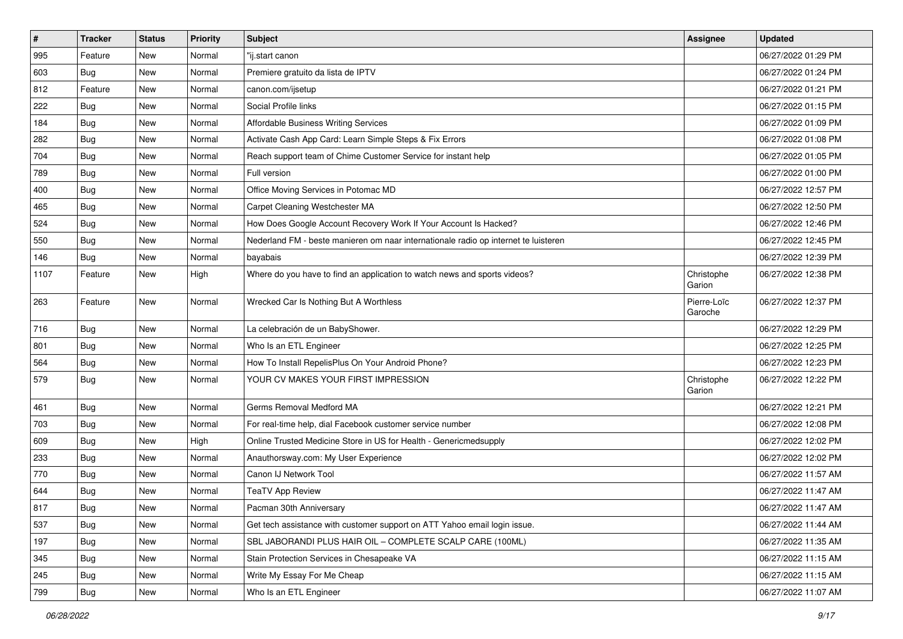| # | Tracker | Status | Priority | Subject | Assignee | Updated |
|---|---|---|---|---|---|---|
| 995 | Feature | New | Normal | "ij.start canon | | 06/27/2022 01:29 PM |
| 603 | Bug | New | Normal | Premiere gratuito da lista de IPTV | | 06/27/2022 01:24 PM |
| 812 | Feature | New | Normal | canon.com/ijsetup | | 06/27/2022 01:21 PM |
| 222 | Bug | New | Normal | Social Profile links | | 06/27/2022 01:15 PM |
| 184 | Bug | New | Normal | Affordable Business Writing Services | | 06/27/2022 01:09 PM |
| 282 | Bug | New | Normal | Activate Cash App Card: Learn Simple Steps & Fix Errors | | 06/27/2022 01:08 PM |
| 704 | Bug | New | Normal | Reach support team of Chime Customer Service for instant help | | 06/27/2022 01:05 PM |
| 789 | Bug | New | Normal | Full version | | 06/27/2022 01:00 PM |
| 400 | Bug | New | Normal | Office Moving Services in Potomac MD | | 06/27/2022 12:57 PM |
| 465 | Bug | New | Normal | Carpet Cleaning Westchester MA | | 06/27/2022 12:50 PM |
| 524 | Bug | New | Normal | How Does Google Account Recovery Work If Your Account Is Hacked? | | 06/27/2022 12:46 PM |
| 550 | Bug | New | Normal | Nederland FM - beste manieren om naar internationale radio op internet te luisteren | | 06/27/2022 12:45 PM |
| 146 | Bug | New | Normal | bayabais | | 06/27/2022 12:39 PM |
| 1107 | Feature | New | High | Where do you have to find an application to watch news and sports videos? | Christophe Garion | 06/27/2022 12:38 PM |
| 263 | Feature | New | Normal | Wrecked Car Is Nothing But A Worthless | Pierre-Loïc Garoche | 06/27/2022 12:37 PM |
| 716 | Bug | New | Normal | La celebración de un BabyShower. | | 06/27/2022 12:29 PM |
| 801 | Bug | New | Normal | Who Is an ETL Engineer | | 06/27/2022 12:25 PM |
| 564 | Bug | New | Normal | How To Install RepelisPlus On Your Android Phone? | | 06/27/2022 12:23 PM |
| 579 | Bug | New | Normal | YOUR CV MAKES YOUR FIRST IMPRESSION | Christophe Garion | 06/27/2022 12:22 PM |
| 461 | Bug | New | Normal | Germs Removal Medford MA | | 06/27/2022 12:21 PM |
| 703 | Bug | New | Normal | For real-time help, dial Facebook customer service number | | 06/27/2022 12:08 PM |
| 609 | Bug | New | High | Online Trusted Medicine Store in US for Health - Genericmedsupply | | 06/27/2022 12:02 PM |
| 233 | Bug | New | Normal | Anauthorsway.com: My User Experience | | 06/27/2022 12:02 PM |
| 770 | Bug | New | Normal | Canon IJ Network Tool | | 06/27/2022 11:57 AM |
| 644 | Bug | New | Normal | TeaTV App Review | | 06/27/2022 11:47 AM |
| 817 | Bug | New | Normal | Pacman 30th Anniversary | | 06/27/2022 11:47 AM |
| 537 | Bug | New | Normal | Get tech assistance with customer support on ATT Yahoo email login issue. | | 06/27/2022 11:44 AM |
| 197 | Bug | New | Normal | SBL JABORANDI PLUS HAIR OIL – COMPLETE SCALP CARE (100ML) | | 06/27/2022 11:35 AM |
| 345 | Bug | New | Normal | Stain Protection Services in Chesapeake VA | | 06/27/2022 11:15 AM |
| 245 | Bug | New | Normal | Write My Essay For Me Cheap | | 06/27/2022 11:15 AM |
| 799 | Bug | New | Normal | Who Is an ETL Engineer | | 06/27/2022 11:07 AM |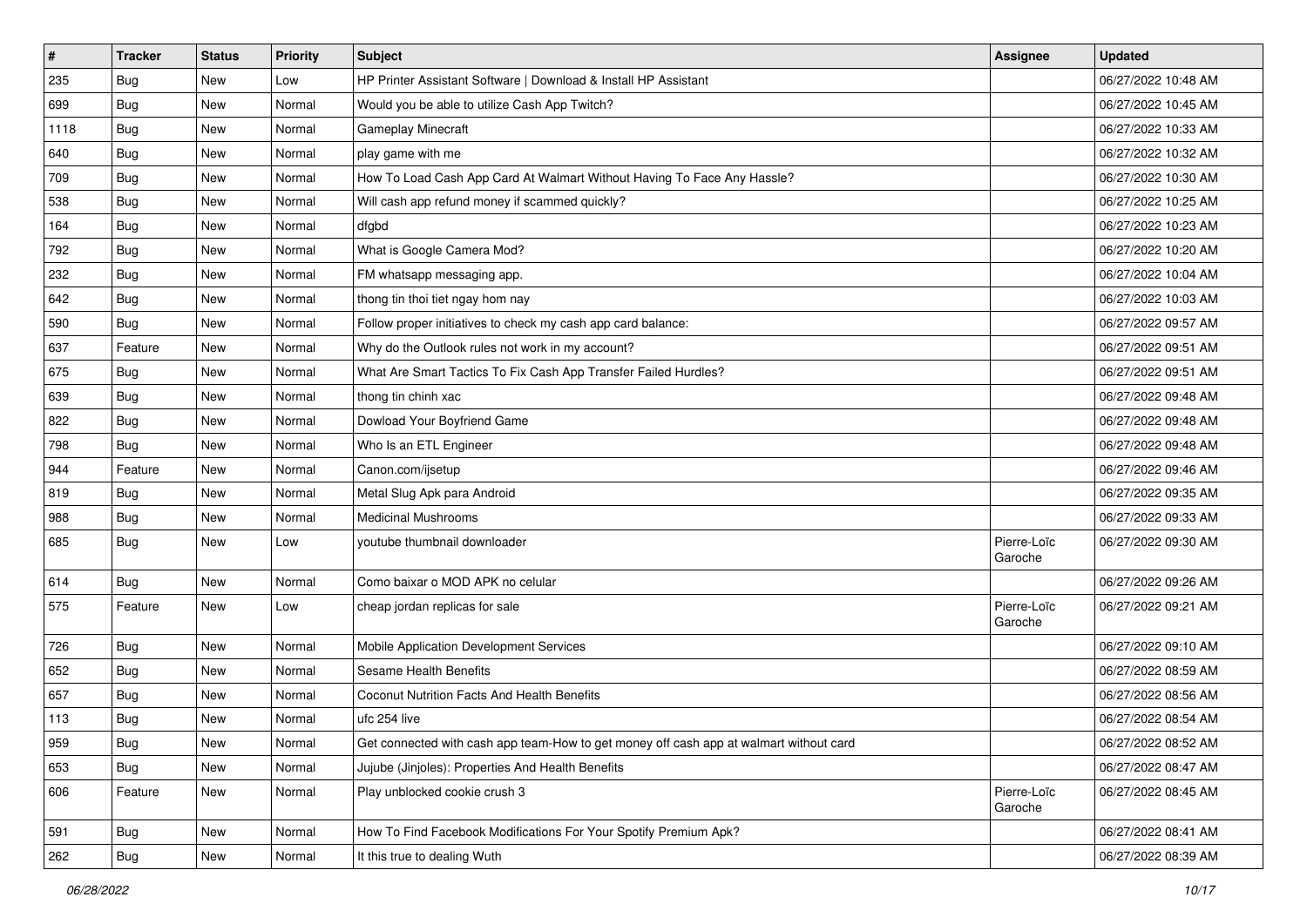| # | Tracker | Status | Priority | Subject | Assignee | Updated |
|---|---|---|---|---|---|---|
| 235 | Bug | New | Low | HP Printer Assistant Software \| Download & Install HP Assistant | | 06/27/2022 10:48 AM |
| 699 | Bug | New | Normal | Would you be able to utilize Cash App Twitch? | | 06/27/2022 10:45 AM |
| 1118 | Bug | New | Normal | Gameplay Minecraft | | 06/27/2022 10:33 AM |
| 640 | Bug | New | Normal | play game with me | | 06/27/2022 10:32 AM |
| 709 | Bug | New | Normal | How To Load Cash App Card At Walmart Without Having To Face Any Hassle? | | 06/27/2022 10:30 AM |
| 538 | Bug | New | Normal | Will cash app refund money if scammed quickly? | | 06/27/2022 10:25 AM |
| 164 | Bug | New | Normal | dfgbd | | 06/27/2022 10:23 AM |
| 792 | Bug | New | Normal | What is Google Camera Mod? | | 06/27/2022 10:20 AM |
| 232 | Bug | New | Normal | FM whatsapp messaging app. | | 06/27/2022 10:04 AM |
| 642 | Bug | New | Normal | thong tin thoi tiet ngay hom nay | | 06/27/2022 10:03 AM |
| 590 | Bug | New | Normal | Follow proper initiatives to check my cash app card balance: | | 06/27/2022 09:57 AM |
| 637 | Feature | New | Normal | Why do the Outlook rules not work in my account? | | 06/27/2022 09:51 AM |
| 675 | Bug | New | Normal | What Are Smart Tactics To Fix Cash App Transfer Failed Hurdles? | | 06/27/2022 09:51 AM |
| 639 | Bug | New | Normal | thong tin chinh xac | | 06/27/2022 09:48 AM |
| 822 | Bug | New | Normal | Dowload Your Boyfriend Game | | 06/27/2022 09:48 AM |
| 798 | Bug | New | Normal | Who Is an ETL Engineer | | 06/27/2022 09:48 AM |
| 944 | Feature | New | Normal | Canon.com/ijsetup | | 06/27/2022 09:46 AM |
| 819 | Bug | New | Normal | Metal Slug Apk para Android | | 06/27/2022 09:35 AM |
| 988 | Bug | New | Normal | Medicinal Mushrooms | | 06/27/2022 09:33 AM |
| 685 | Bug | New | Low | youtube thumbnail downloader | Pierre-Loïc Garoche | 06/27/2022 09:30 AM |
| 614 | Bug | New | Normal | Como baixar o MOD APK no celular | | 06/27/2022 09:26 AM |
| 575 | Feature | New | Low | cheap jordan replicas for sale | Pierre-Loïc Garoche | 06/27/2022 09:21 AM |
| 726 | Bug | New | Normal | Mobile Application Development Services | | 06/27/2022 09:10 AM |
| 652 | Bug | New | Normal | Sesame Health Benefits | | 06/27/2022 08:59 AM |
| 657 | Bug | New | Normal | Coconut Nutrition Facts And Health Benefits | | 06/27/2022 08:56 AM |
| 113 | Bug | New | Normal | ufc 254 live | | 06/27/2022 08:54 AM |
| 959 | Bug | New | Normal | Get connected with cash app team-How to get money off cash app at walmart without card | | 06/27/2022 08:52 AM |
| 653 | Bug | New | Normal | Jujube (Jinjoles): Properties And Health Benefits | | 06/27/2022 08:47 AM |
| 606 | Feature | New | Normal | Play unblocked cookie crush 3 | Pierre-Loïc Garoche | 06/27/2022 08:45 AM |
| 591 | Bug | New | Normal | How To Find Facebook Modifications For Your Spotify Premium Apk? | | 06/27/2022 08:41 AM |
| 262 | Bug | New | Normal | It this true to dealing Wuth | | 06/27/2022 08:39 AM |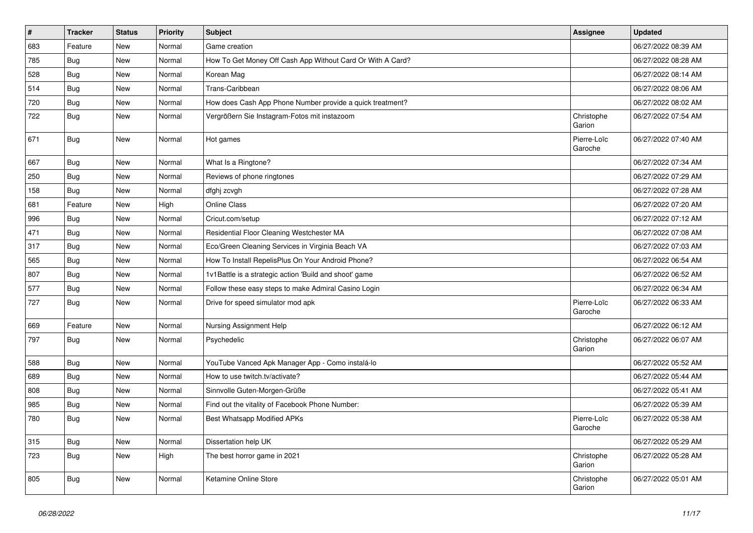| # | Tracker | Status | Priority | Subject | Assignee | Updated |
|---|---|---|---|---|---|---|
| 683 | Feature | New | Normal | Game creation | | 06/27/2022 08:39 AM |
| 785 | Bug | New | Normal | How To Get Money Off Cash App Without Card Or With A Card? | | 06/27/2022 08:28 AM |
| 528 | Bug | New | Normal | Korean Mag | | 06/27/2022 08:14 AM |
| 514 | Bug | New | Normal | Trans-Caribbean | | 06/27/2022 08:06 AM |
| 720 | Bug | New | Normal | How does Cash App Phone Number provide a quick treatment? | | 06/27/2022 08:02 AM |
| 722 | Bug | New | Normal | Vergrößern Sie Instagram-Fotos mit instazoom | Christophe Garion | 06/27/2022 07:54 AM |
| 671 | Bug | New | Normal | Hot games | Pierre-Loïc Garoche | 06/27/2022 07:40 AM |
| 667 | Bug | New | Normal | What Is a Ringtone? | | 06/27/2022 07:34 AM |
| 250 | Bug | New | Normal | Reviews of phone ringtones | | 06/27/2022 07:29 AM |
| 158 | Bug | New | Normal | dfghj zcvgh | | 06/27/2022 07:28 AM |
| 681 | Feature | New | High | Online Class | | 06/27/2022 07:20 AM |
| 996 | Bug | New | Normal | Cricut.com/setup | | 06/27/2022 07:12 AM |
| 471 | Bug | New | Normal | Residential Floor Cleaning Westchester MA | | 06/27/2022 07:08 AM |
| 317 | Bug | New | Normal | Eco/Green Cleaning Services in Virginia Beach VA | | 06/27/2022 07:03 AM |
| 565 | Bug | New | Normal | How To Install RepelisPlus On Your Android Phone? | | 06/27/2022 06:54 AM |
| 807 | Bug | New | Normal | 1v1Battle is a strategic action 'Build and shoot' game | | 06/27/2022 06:52 AM |
| 577 | Bug | New | Normal | Follow these easy steps to make Admiral Casino Login | | 06/27/2022 06:34 AM |
| 727 | Bug | New | Normal | Drive for speed simulator mod apk | Pierre-Loïc Garoche | 06/27/2022 06:33 AM |
| 669 | Feature | New | Normal | Nursing Assignment Help | | 06/27/2022 06:12 AM |
| 797 | Bug | New | Normal | Psychedelic | Christophe Garion | 06/27/2022 06:07 AM |
| 588 | Bug | New | Normal | YouTube Vanced Apk Manager App - Como instalá-lo | | 06/27/2022 05:52 AM |
| 689 | Bug | New | Normal | How to use twitch.tv/activate? | | 06/27/2022 05:44 AM |
| 808 | Bug | New | Normal | Sinnvolle Guten-Morgen-Grüße | | 06/27/2022 05:41 AM |
| 985 | Bug | New | Normal | Find out the vitality of Facebook Phone Number: | | 06/27/2022 05:39 AM |
| 780 | Bug | New | Normal | Best Whatsapp Modified APKs | Pierre-Loïc Garoche | 06/27/2022 05:38 AM |
| 315 | Bug | New | Normal | Dissertation help UK | | 06/27/2022 05:29 AM |
| 723 | Bug | New | High | The best horror game in 2021 | Christophe Garion | 06/27/2022 05:28 AM |
| 805 | Bug | New | Normal | Ketamine Online Store | Christophe Garion | 06/27/2022 05:01 AM |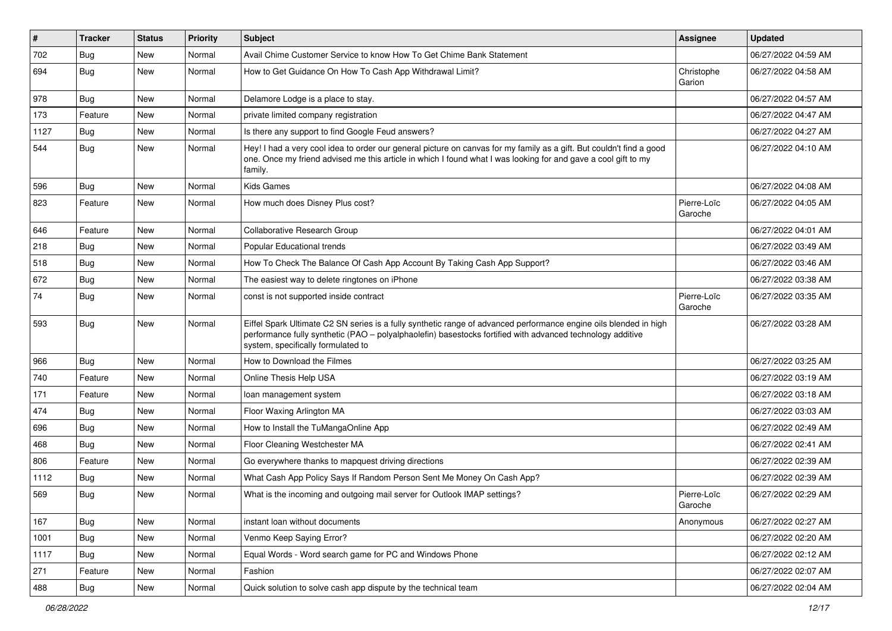| # | Tracker | Status | Priority | Subject | Assignee | Updated |
|---|---|---|---|---|---|---|
| 702 | Bug | New | Normal | Avail Chime Customer Service to know How To Get Chime Bank Statement | | 06/27/2022 04:59 AM |
| 694 | Bug | New | Normal | How to Get Guidance On How To Cash App Withdrawal Limit? | Christophe Garion | 06/27/2022 04:58 AM |
| 978 | Bug | New | Normal | Delamore Lodge is a place to stay. | | 06/27/2022 04:57 AM |
| 173 | Feature | New | Normal | private limited company registration | | 06/27/2022 04:47 AM |
| 1127 | Bug | New | Normal | Is there any support to find Google Feud answers? | | 06/27/2022 04:27 AM |
| 544 | Bug | New | Normal | Hey! I had a very cool idea to order our general picture on canvas for my family as a gift. But couldn't find a good one. Once my friend advised me this article in which I found what I was looking for and gave a cool gift to my family. | | 06/27/2022 04:10 AM |
| 596 | Bug | New | Normal | Kids Games | | 06/27/2022 04:08 AM |
| 823 | Feature | New | Normal | How much does Disney Plus cost? | Pierre-Loïc Garoche | 06/27/2022 04:05 AM |
| 646 | Feature | New | Normal | Collaborative Research Group | | 06/27/2022 04:01 AM |
| 218 | Bug | New | Normal | Popular Educational trends | | 06/27/2022 03:49 AM |
| 518 | Bug | New | Normal | How To Check The Balance Of Cash App Account By Taking Cash App Support? | | 06/27/2022 03:46 AM |
| 672 | Bug | New | Normal | The easiest way to delete ringtones on iPhone | | 06/27/2022 03:38 AM |
| 74 | Bug | New | Normal | const is not supported inside contract | Pierre-Loïc Garoche | 06/27/2022 03:35 AM |
| 593 | Bug | New | Normal | Eiffel Spark Ultimate C2 SN series is a fully synthetic range of advanced performance engine oils blended in high performance fully synthetic (PAO – polyalphaolefin) basestocks fortified with advanced technology additive system, specifically formulated to | | 06/27/2022 03:28 AM |
| 966 | Bug | New | Normal | How to Download the Filmes | | 06/27/2022 03:25 AM |
| 740 | Feature | New | Normal | Online Thesis Help USA | | 06/27/2022 03:19 AM |
| 171 | Feature | New | Normal | loan management system | | 06/27/2022 03:18 AM |
| 474 | Bug | New | Normal | Floor Waxing Arlington MA | | 06/27/2022 03:03 AM |
| 696 | Bug | New | Normal | How to Install the TuMangaOnline App | | 06/27/2022 02:49 AM |
| 468 | Bug | New | Normal | Floor Cleaning Westchester MA | | 06/27/2022 02:41 AM |
| 806 | Feature | New | Normal | Go everywhere thanks to mapquest driving directions | | 06/27/2022 02:39 AM |
| 1112 | Bug | New | Normal | What Cash App Policy Says If Random Person Sent Me Money On Cash App? | | 06/27/2022 02:39 AM |
| 569 | Bug | New | Normal | What is the incoming and outgoing mail server for Outlook IMAP settings? | Pierre-Loïc Garoche | 06/27/2022 02:29 AM |
| 167 | Bug | New | Normal | instant loan without documents | Anonymous | 06/27/2022 02:27 AM |
| 1001 | Bug | New | Normal | Venmo Keep Saying Error? | | 06/27/2022 02:20 AM |
| 1117 | Bug | New | Normal | Equal Words - Word search game for PC and Windows Phone | | 06/27/2022 02:12 AM |
| 271 | Feature | New | Normal | Fashion | | 06/27/2022 02:07 AM |
| 488 | Bug | New | Normal | Quick solution to solve cash app dispute by the technical team | | 06/27/2022 02:04 AM |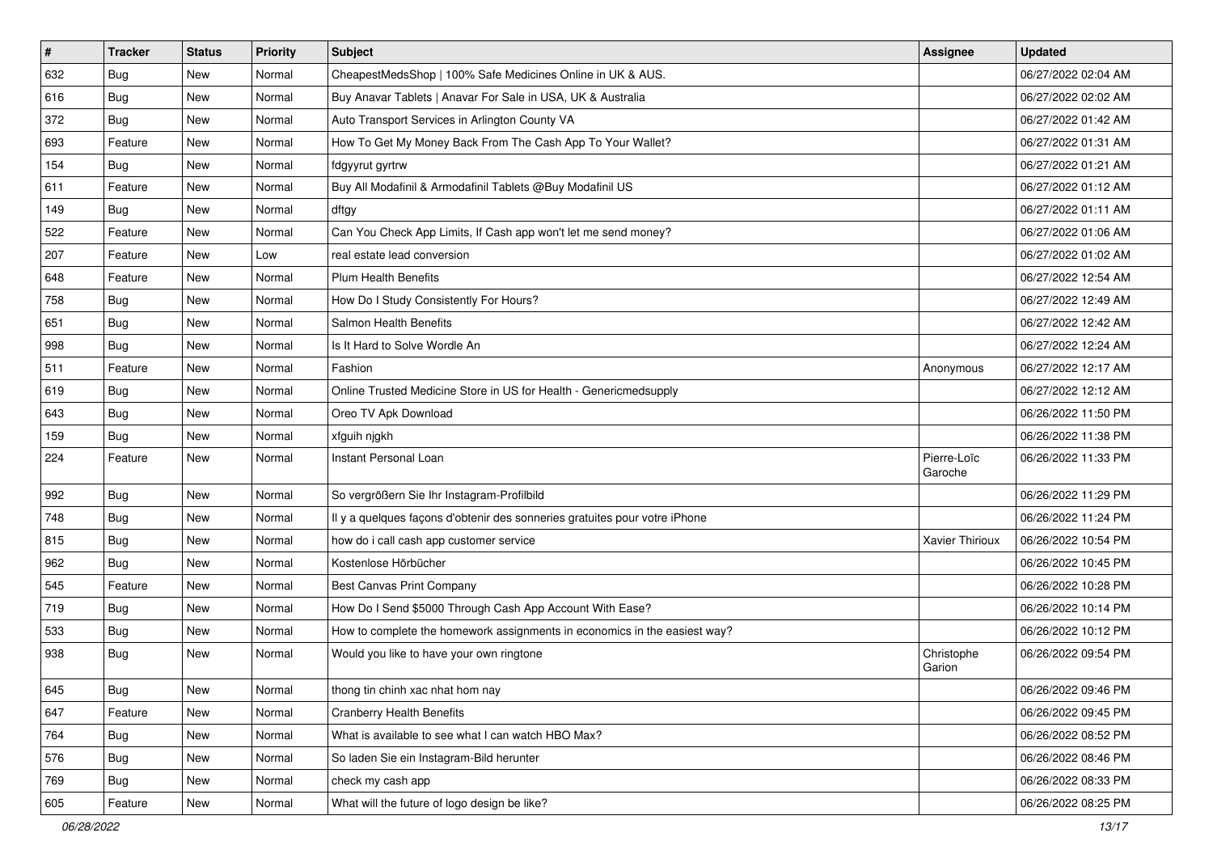| # | Tracker | Status | Priority | Subject | Assignee | Updated |
|---|---|---|---|---|---|---|
| 632 | Bug | New | Normal | CheapestMedsShop \| 100% Safe Medicines Online in UK & AUS. | | 06/27/2022 02:04 AM |
| 616 | Bug | New | Normal | Buy Anavar Tablets \| Anavar For Sale in USA, UK & Australia | | 06/27/2022 02:02 AM |
| 372 | Bug | New | Normal | Auto Transport Services in Arlington County VA | | 06/27/2022 01:42 AM |
| 693 | Feature | New | Normal | How To Get My Money Back From The Cash App To Your Wallet? | | 06/27/2022 01:31 AM |
| 154 | Bug | New | Normal | fdgyyrut gyrtrw | | 06/27/2022 01:21 AM |
| 611 | Feature | New | Normal | Buy All Modafinil & Armodafinil Tablets @Buy Modafinil US | | 06/27/2022 01:12 AM |
| 149 | Bug | New | Normal | dftgy | | 06/27/2022 01:11 AM |
| 522 | Feature | New | Normal | Can You Check App Limits, If Cash app won't let me send money? | | 06/27/2022 01:06 AM |
| 207 | Feature | New | Low | real estate lead conversion | | 06/27/2022 01:02 AM |
| 648 | Feature | New | Normal | Plum Health Benefits | | 06/27/2022 12:54 AM |
| 758 | Bug | New | Normal | How Do I Study Consistently For Hours? | | 06/27/2022 12:49 AM |
| 651 | Bug | New | Normal | Salmon Health Benefits | | 06/27/2022 12:42 AM |
| 998 | Bug | New | Normal | Is It Hard to Solve Wordle An | | 06/27/2022 12:24 AM |
| 511 | Feature | New | Normal | Fashion | Anonymous | 06/27/2022 12:17 AM |
| 619 | Bug | New | Normal | Online Trusted Medicine Store in US for Health - Genericmedsupply | | 06/27/2022 12:12 AM |
| 643 | Bug | New | Normal | Oreo TV Apk Download | | 06/26/2022 11:50 PM |
| 159 | Bug | New | Normal | xfguih njgkh | | 06/26/2022 11:38 PM |
| 224 | Feature | New | Normal | Instant Personal Loan | Pierre-Loïc Garoche | 06/26/2022 11:33 PM |
| 992 | Bug | New | Normal | So vergrößern Sie Ihr Instagram-Profilbild | | 06/26/2022 11:29 PM |
| 748 | Bug | New | Normal | Il y a quelques façons d'obtenir des sonneries gratuites pour votre iPhone | | 06/26/2022 11:24 PM |
| 815 | Bug | New | Normal | how do i call cash app customer service | Xavier Thirioux | 06/26/2022 10:54 PM |
| 962 | Bug | New | Normal | Kostenlose Hörbücher | | 06/26/2022 10:45 PM |
| 545 | Feature | New | Normal | Best Canvas Print Company | | 06/26/2022 10:28 PM |
| 719 | Bug | New | Normal | How Do I Send $5000 Through Cash App Account With Ease? | | 06/26/2022 10:14 PM |
| 533 | Bug | New | Normal | How to complete the homework assignments in economics in the easiest way? | | 06/26/2022 10:12 PM |
| 938 | Bug | New | Normal | Would you like to have your own ringtone | Christophe Garion | 06/26/2022 09:54 PM |
| 645 | Bug | New | Normal | thong tin chinh xac nhat hom nay | | 06/26/2022 09:46 PM |
| 647 | Feature | New | Normal | Cranberry Health Benefits | | 06/26/2022 09:45 PM |
| 764 | Bug | New | Normal | What is available to see what I can watch HBO Max? | | 06/26/2022 08:52 PM |
| 576 | Bug | New | Normal | So laden Sie ein Instagram-Bild herunter | | 06/26/2022 08:46 PM |
| 769 | Bug | New | Normal | check my cash app | | 06/26/2022 08:33 PM |
| 605 | Feature | New | Normal | What will the future of logo design be like? | | 06/26/2022 08:25 PM |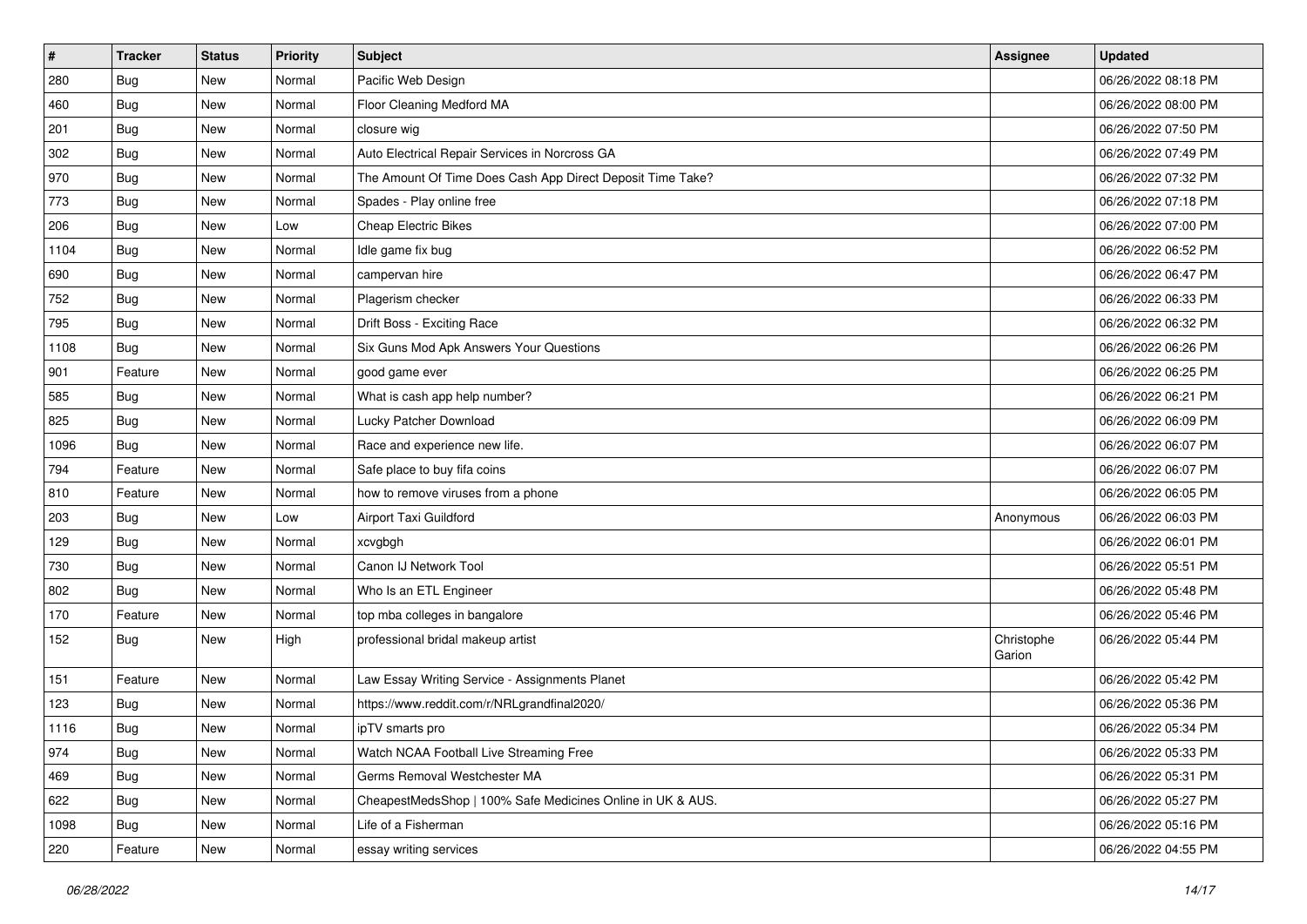| # | Tracker | Status | Priority | Subject | Assignee | Updated |
|---|---|---|---|---|---|---|
| 280 | Bug | New | Normal | Pacific Web Design | | 06/26/2022 08:18 PM |
| 460 | Bug | New | Normal | Floor Cleaning Medford MA | | 06/26/2022 08:00 PM |
| 201 | Bug | New | Normal | closure wig | | 06/26/2022 07:50 PM |
| 302 | Bug | New | Normal | Auto Electrical Repair Services in Norcross GA | | 06/26/2022 07:49 PM |
| 970 | Bug | New | Normal | The Amount Of Time Does Cash App Direct Deposit Time Take? | | 06/26/2022 07:32 PM |
| 773 | Bug | New | Normal | Spades - Play online free | | 06/26/2022 07:18 PM |
| 206 | Bug | New | Low | Cheap Electric Bikes | | 06/26/2022 07:00 PM |
| 1104 | Bug | New | Normal | Idle game fix bug | | 06/26/2022 06:52 PM |
| 690 | Bug | New | Normal | campervan hire | | 06/26/2022 06:47 PM |
| 752 | Bug | New | Normal | Plagerism checker | | 06/26/2022 06:33 PM |
| 795 | Bug | New | Normal | Drift Boss - Exciting Race | | 06/26/2022 06:32 PM |
| 1108 | Bug | New | Normal | Six Guns Mod Apk Answers Your Questions | | 06/26/2022 06:26 PM |
| 901 | Feature | New | Normal | good game ever | | 06/26/2022 06:25 PM |
| 585 | Bug | New | Normal | What is cash app help number? | | 06/26/2022 06:21 PM |
| 825 | Bug | New | Normal | Lucky Patcher Download | | 06/26/2022 06:09 PM |
| 1096 | Bug | New | Normal | Race and experience new life. | | 06/26/2022 06:07 PM |
| 794 | Feature | New | Normal | Safe place to buy fifa coins | | 06/26/2022 06:07 PM |
| 810 | Feature | New | Normal | how to remove viruses from a phone | | 06/26/2022 06:05 PM |
| 203 | Bug | New | Low | Airport Taxi Guildford | Anonymous | 06/26/2022 06:03 PM |
| 129 | Bug | New | Normal | xcvgbgh | | 06/26/2022 06:01 PM |
| 730 | Bug | New | Normal | Canon IJ Network Tool | | 06/26/2022 05:51 PM |
| 802 | Bug | New | Normal | Who Is an ETL Engineer | | 06/26/2022 05:48 PM |
| 170 | Feature | New | Normal | top mba colleges in bangalore | | 06/26/2022 05:46 PM |
| 152 | Bug | New | High | professional bridal makeup artist | Christophe Garion | 06/26/2022 05:44 PM |
| 151 | Feature | New | Normal | Law Essay Writing Service - Assignments Planet | | 06/26/2022 05:42 PM |
| 123 | Bug | New | Normal | https://www.reddit.com/r/NRLgrandfinal2020/ | | 06/26/2022 05:36 PM |
| 1116 | Bug | New | Normal | ipTV smarts pro | | 06/26/2022 05:34 PM |
| 974 | Bug | New | Normal | Watch NCAA Football Live Streaming Free | | 06/26/2022 05:33 PM |
| 469 | Bug | New | Normal | Germs Removal Westchester MA | | 06/26/2022 05:31 PM |
| 622 | Bug | New | Normal | CheapestMedsShop \| 100% Safe Medicines Online in UK & AUS. | | 06/26/2022 05:27 PM |
| 1098 | Bug | New | Normal | Life of a Fisherman | | 06/26/2022 05:16 PM |
| 220 | Feature | New | Normal | essay writing services | | 06/26/2022 04:55 PM |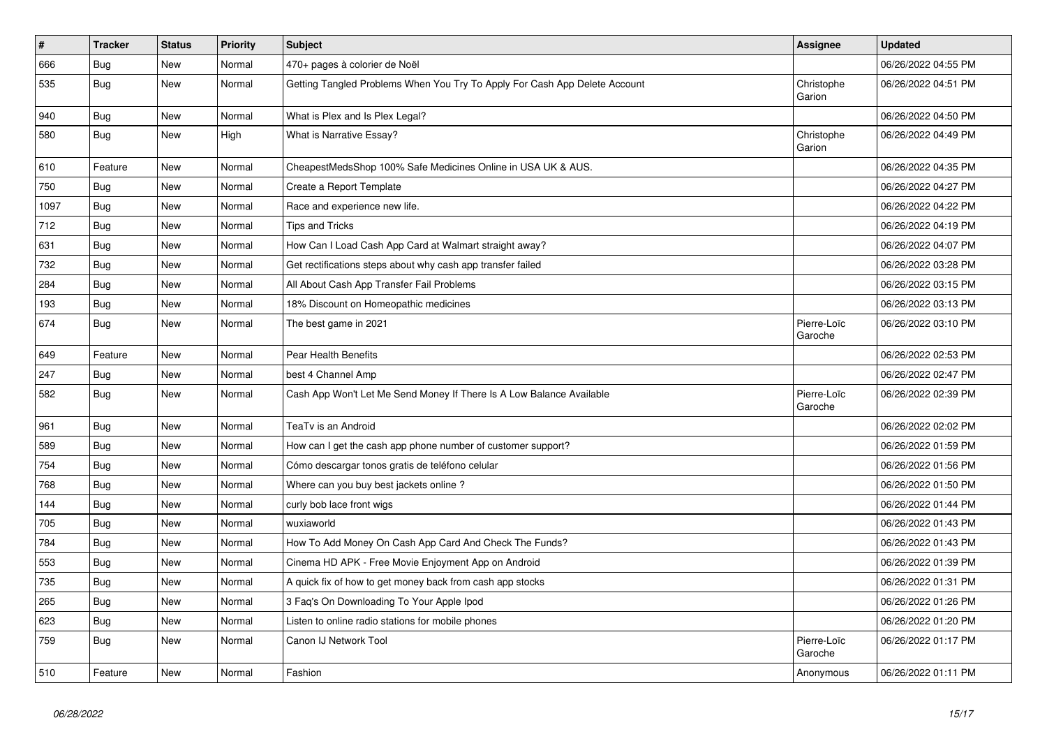| # | Tracker | Status | Priority | Subject | Assignee | Updated |
|---|---|---|---|---|---|---|
| 666 | Bug | New | Normal | 470+ pages à colorier de Noël | | 06/26/2022 04:55 PM |
| 535 | Bug | New | Normal | Getting Tangled Problems When You Try To Apply For Cash App Delete Account | Christophe Garion | 06/26/2022 04:51 PM |
| 940 | Bug | New | Normal | What is Plex and Is Plex Legal? | | 06/26/2022 04:50 PM |
| 580 | Bug | New | High | What is Narrative Essay? | Christophe Garion | 06/26/2022 04:49 PM |
| 610 | Feature | New | Normal | CheapestMedsShop 100% Safe Medicines Online in USA UK & AUS. | | 06/26/2022 04:35 PM |
| 750 | Bug | New | Normal | Create a Report Template | | 06/26/2022 04:27 PM |
| 1097 | Bug | New | Normal | Race and experience new life. | | 06/26/2022 04:22 PM |
| 712 | Bug | New | Normal | Tips and Tricks | | 06/26/2022 04:19 PM |
| 631 | Bug | New | Normal | How Can I Load Cash App Card at Walmart straight away? | | 06/26/2022 04:07 PM |
| 732 | Bug | New | Normal | Get rectifications steps about why cash app transfer failed | | 06/26/2022 03:28 PM |
| 284 | Bug | New | Normal | All About Cash App Transfer Fail Problems | | 06/26/2022 03:15 PM |
| 193 | Bug | New | Normal | 18% Discount on Homeopathic medicines | | 06/26/2022 03:13 PM |
| 674 | Bug | New | Normal | The best game in 2021 | Pierre-Loïc Garoche | 06/26/2022 03:10 PM |
| 649 | Feature | New | Normal | Pear Health Benefits | | 06/26/2022 02:53 PM |
| 247 | Bug | New | Normal | best 4 Channel Amp | | 06/26/2022 02:47 PM |
| 582 | Bug | New | Normal | Cash App Won't Let Me Send Money If There Is A Low Balance Available | Pierre-Loïc Garoche | 06/26/2022 02:39 PM |
| 961 | Bug | New | Normal | TeaTv is an Android | | 06/26/2022 02:02 PM |
| 589 | Bug | New | Normal | How can I get the cash app phone number of customer support? | | 06/26/2022 01:59 PM |
| 754 | Bug | New | Normal | Cómo descargar tonos gratis de teléfono celular | | 06/26/2022 01:56 PM |
| 768 | Bug | New | Normal | Where can you buy best jackets online ? | | 06/26/2022 01:50 PM |
| 144 | Bug | New | Normal | curly bob lace front wigs | | 06/26/2022 01:44 PM |
| 705 | Bug | New | Normal | wuxiaworld | | 06/26/2022 01:43 PM |
| 784 | Bug | New | Normal | How To Add Money On Cash App Card And Check The Funds? | | 06/26/2022 01:43 PM |
| 553 | Bug | New | Normal | Cinema HD APK - Free Movie Enjoyment App on Android | | 06/26/2022 01:39 PM |
| 735 | Bug | New | Normal | A quick fix of how to get money back from cash app stocks | | 06/26/2022 01:31 PM |
| 265 | Bug | New | Normal | 3 Faq's On Downloading To Your Apple Ipod | | 06/26/2022 01:26 PM |
| 623 | Bug | New | Normal | Listen to online radio stations for mobile phones | | 06/26/2022 01:20 PM |
| 759 | Bug | New | Normal | Canon IJ Network Tool | Pierre-Loïc Garoche | 06/26/2022 01:17 PM |
| 510 | Feature | New | Normal | Fashion | Anonymous | 06/26/2022 01:11 PM |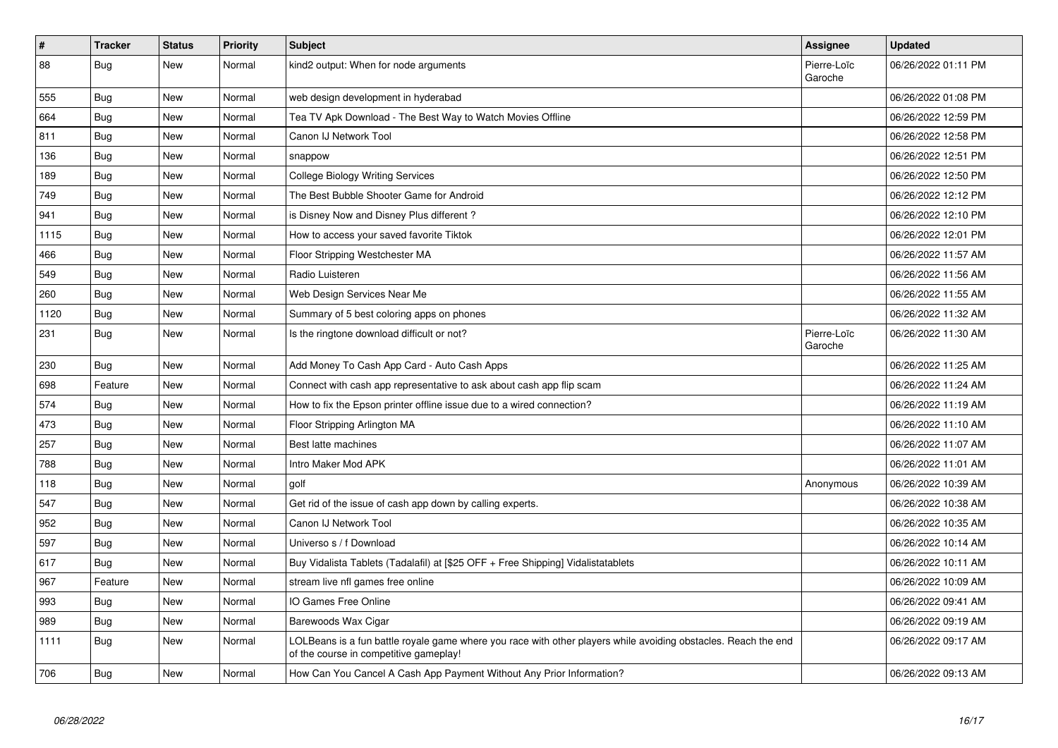| # | Tracker | Status | Priority | Subject | Assignee | Updated |
|---|---|---|---|---|---|---|
| 88 | Bug | New | Normal | kind2 output: When for node arguments | Pierre-Loïc Garoche | 06/26/2022 01:11 PM |
| 555 | Bug | New | Normal | web design development in hyderabad | | 06/26/2022 01:08 PM |
| 664 | Bug | New | Normal | Tea TV Apk Download - The Best Way to Watch Movies Offline | | 06/26/2022 12:59 PM |
| 811 | Bug | New | Normal | Canon IJ Network Tool | | 06/26/2022 12:58 PM |
| 136 | Bug | New | Normal | snappow | | 06/26/2022 12:51 PM |
| 189 | Bug | New | Normal | College Biology Writing Services | | 06/26/2022 12:50 PM |
| 749 | Bug | New | Normal | The Best Bubble Shooter Game for Android | | 06/26/2022 12:12 PM |
| 941 | Bug | New | Normal | is Disney Now and Disney Plus different ? | | 06/26/2022 12:10 PM |
| 1115 | Bug | New | Normal | How to access your saved favorite Tiktok | | 06/26/2022 12:01 PM |
| 466 | Bug | New | Normal | Floor Stripping Westchester MA | | 06/26/2022 11:57 AM |
| 549 | Bug | New | Normal | Radio Luisteren | | 06/26/2022 11:56 AM |
| 260 | Bug | New | Normal | Web Design Services Near Me | | 06/26/2022 11:55 AM |
| 1120 | Bug | New | Normal | Summary of 5 best coloring apps on phones | | 06/26/2022 11:32 AM |
| 231 | Bug | New | Normal | Is the ringtone download difficult or not? | Pierre-Loïc Garoche | 06/26/2022 11:30 AM |
| 230 | Bug | New | Normal | Add Money To Cash App Card - Auto Cash Apps | | 06/26/2022 11:25 AM |
| 698 | Feature | New | Normal | Connect with cash app representative to ask about cash app flip scam | | 06/26/2022 11:24 AM |
| 574 | Bug | New | Normal | How to fix the Epson printer offline issue due to a wired connection? | | 06/26/2022 11:19 AM |
| 473 | Bug | New | Normal | Floor Stripping Arlington MA | | 06/26/2022 11:10 AM |
| 257 | Bug | New | Normal | Best latte machines | | 06/26/2022 11:07 AM |
| 788 | Bug | New | Normal | Intro Maker Mod APK | | 06/26/2022 11:01 AM |
| 118 | Bug | New | Normal | golf | Anonymous | 06/26/2022 10:39 AM |
| 547 | Bug | New | Normal | Get rid of the issue of cash app down by calling experts. | | 06/26/2022 10:38 AM |
| 952 | Bug | New | Normal | Canon IJ Network Tool | | 06/26/2022 10:35 AM |
| 597 | Bug | New | Normal | Universo s / f Download | | 06/26/2022 10:14 AM |
| 617 | Bug | New | Normal | Buy Vidalista Tablets (Tadalafil) at [$25 OFF + Free Shipping] Vidalistatablets | | 06/26/2022 10:11 AM |
| 967 | Feature | New | Normal | stream live nfl games free online | | 06/26/2022 10:09 AM |
| 993 | Bug | New | Normal | IO Games Free Online | | 06/26/2022 09:41 AM |
| 989 | Bug | New | Normal | Barewoods Wax Cigar | | 06/26/2022 09:19 AM |
| 1111 | Bug | New | Normal | LOLBeans is a fun battle royale game where you race with other players while avoiding obstacles. Reach the end of the course in competitive gameplay! | | 06/26/2022 09:17 AM |
| 706 | Bug | New | Normal | How Can You Cancel A Cash App Payment Without Any Prior Information? | | 06/26/2022 09:13 AM |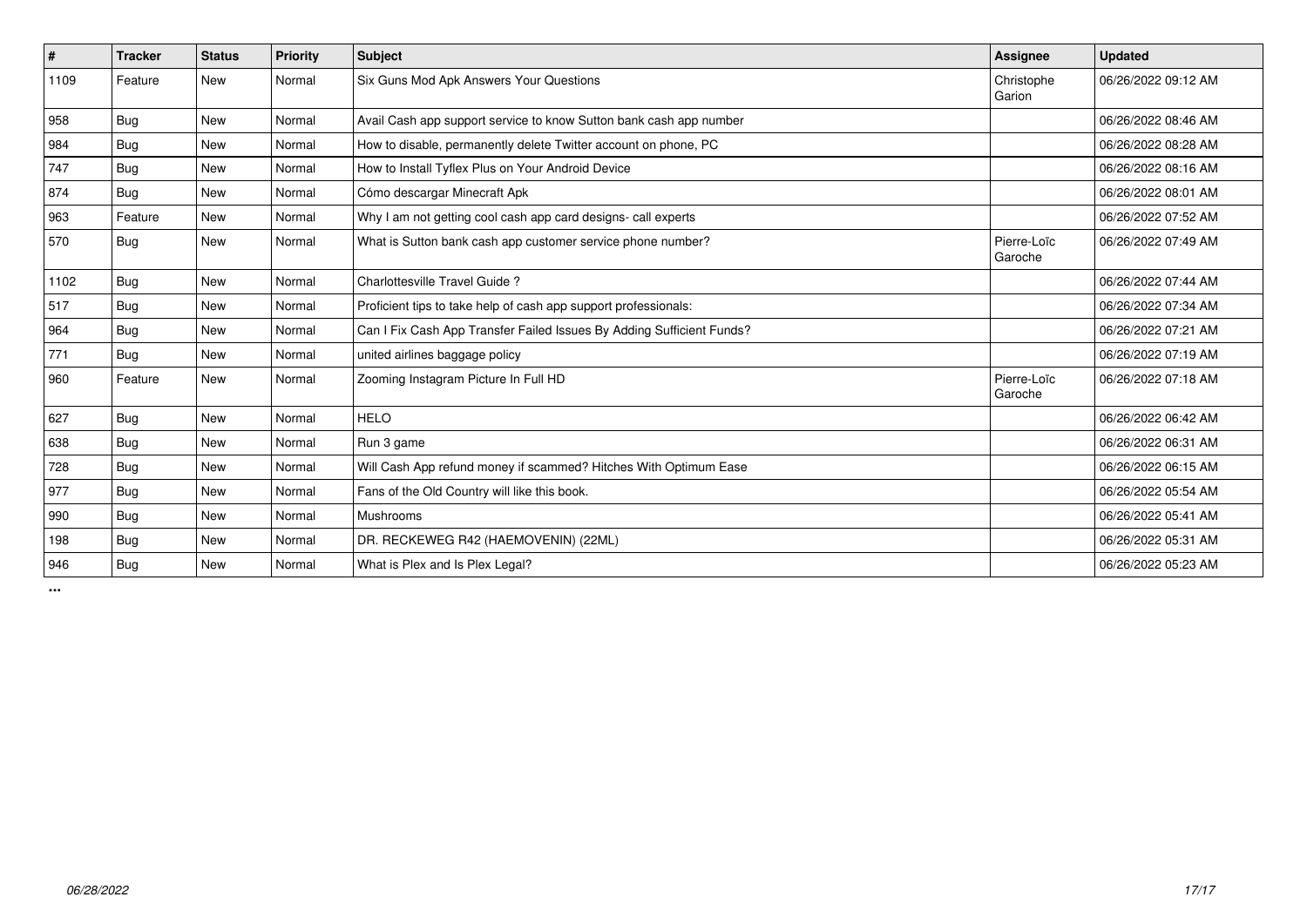| # | Tracker | Status | Priority | Subject | Assignee | Updated |
|---|---|---|---|---|---|---|
| 1109 | Feature | New | Normal | Six Guns Mod Apk Answers Your Questions | Christophe Garion | 06/26/2022 09:12 AM |
| 958 | Bug | New | Normal | Avail Cash app support service to know Sutton bank cash app number | | 06/26/2022 08:46 AM |
| 984 | Bug | New | Normal | How to disable, permanently delete Twitter account on phone, PC | | 06/26/2022 08:28 AM |
| 747 | Bug | New | Normal | How to Install Tyflex Plus on Your Android Device | | 06/26/2022 08:16 AM |
| 874 | Bug | New | Normal | Cómo descargar Minecraft Apk | | 06/26/2022 08:01 AM |
| 963 | Feature | New | Normal | Why I am not getting cool cash app card designs- call experts | | 06/26/2022 07:52 AM |
| 570 | Bug | New | Normal | What is Sutton bank cash app customer service phone number? | Pierre-Loïc Garoche | 06/26/2022 07:49 AM |
| 1102 | Bug | New | Normal | Charlottesville Travel Guide ? | | 06/26/2022 07:44 AM |
| 517 | Bug | New | Normal | Proficient tips to take help of cash app support professionals: | | 06/26/2022 07:34 AM |
| 964 | Bug | New | Normal | Can I Fix Cash App Transfer Failed Issues By Adding Sufficient Funds? | | 06/26/2022 07:21 AM |
| 771 | Bug | New | Normal | united airlines baggage policy | | 06/26/2022 07:19 AM |
| 960 | Feature | New | Normal | Zooming Instagram Picture In Full HD | Pierre-Loïc Garoche | 06/26/2022 07:18 AM |
| 627 | Bug | New | Normal | HELO | | 06/26/2022 06:42 AM |
| 638 | Bug | New | Normal | Run 3 game | | 06/26/2022 06:31 AM |
| 728 | Bug | New | Normal | Will Cash App refund money if scammed? Hitches With Optimum Ease | | 06/26/2022 06:15 AM |
| 977 | Bug | New | Normal | Fans of the Old Country will like this book. | | 06/26/2022 05:54 AM |
| 990 | Bug | New | Normal | Mushrooms | | 06/26/2022 05:41 AM |
| 198 | Bug | New | Normal | DR. RECKEWEG R42 (HAEMOVENIN) (22ML) | | 06/26/2022 05:31 AM |
| 946 | Bug | New | Normal | What is Plex and Is Plex Legal? | | 06/26/2022 05:23 AM |

...